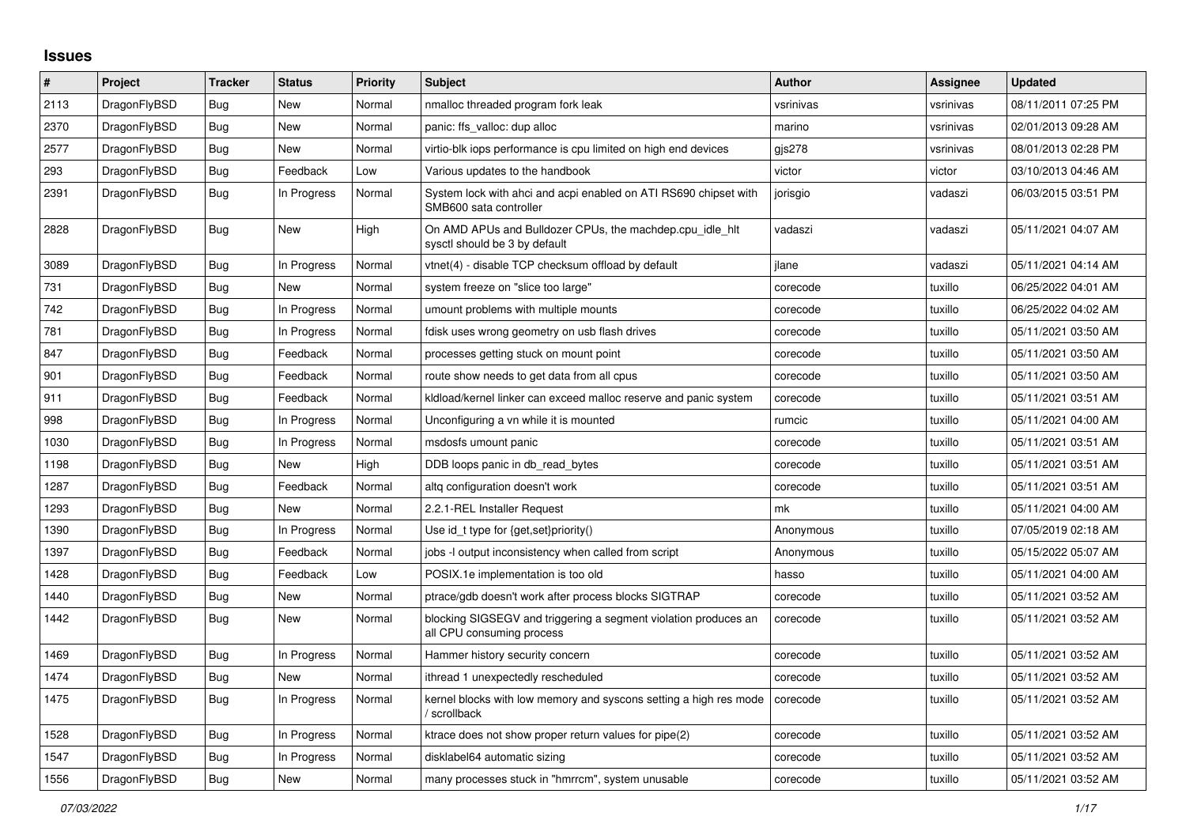# Issues

| # | Project | Tracker | Status | Priority | Subject | Author | Assignee | Updated |
|---|---|---|---|---|---|---|---|---|
| 2113 | DragonFlyBSD | Bug | New | Normal | nmalloc threaded program fork leak | vsrinivas | vsrinivas | 08/11/2011 07:25 PM |
| 2370 | DragonFlyBSD | Bug | New | Normal | panic: ffs_valloc: dup alloc | marino | vsrinivas | 02/01/2013 09:28 AM |
| 2577 | DragonFlyBSD | Bug | New | Normal | virtio-blk iops performance is cpu limited on high end devices | gjs278 | vsrinivas | 08/01/2013 02:28 PM |
| 293 | DragonFlyBSD | Bug | Feedback | Low | Various updates to the handbook | victor | victor | 03/10/2013 04:46 AM |
| 2391 | DragonFlyBSD | Bug | In Progress | Normal | System lock with ahci and acpi enabled on ATI RS690 chipset with SMB600 sata controller | jorisgio | vadaszi | 06/03/2015 03:51 PM |
| 2828 | DragonFlyBSD | Bug | New | High | On AMD APUs and Bulldozer CPUs, the machdep.cpu_idle_hlt sysctl should be 3 by default | vadaszi | vadaszi | 05/11/2021 04:07 AM |
| 3089 | DragonFlyBSD | Bug | In Progress | Normal | vtnet(4) - disable TCP checksum offload by default | jlane | vadaszi | 05/11/2021 04:14 AM |
| 731 | DragonFlyBSD | Bug | New | Normal | system freeze on "slice too large" | corecode | tuxillo | 06/25/2022 04:01 AM |
| 742 | DragonFlyBSD | Bug | In Progress | Normal | umount problems with multiple mounts | corecode | tuxillo | 06/25/2022 04:02 AM |
| 781 | DragonFlyBSD | Bug | In Progress | Normal | fdisk uses wrong geometry on usb flash drives | corecode | tuxillo | 05/11/2021 03:50 AM |
| 847 | DragonFlyBSD | Bug | Feedback | Normal | processes getting stuck on mount point | corecode | tuxillo | 05/11/2021 03:50 AM |
| 901 | DragonFlyBSD | Bug | Feedback | Normal | route show needs to get data from all cpus | corecode | tuxillo | 05/11/2021 03:50 AM |
| 911 | DragonFlyBSD | Bug | Feedback | Normal | kldload/kernel linker can exceed malloc reserve and panic system | corecode | tuxillo | 05/11/2021 03:51 AM |
| 998 | DragonFlyBSD | Bug | In Progress | Normal | Unconfiguring a vn while it is mounted | rumcic | tuxillo | 05/11/2021 04:00 AM |
| 1030 | DragonFlyBSD | Bug | In Progress | Normal | msdosfs umount panic | corecode | tuxillo | 05/11/2021 03:51 AM |
| 1198 | DragonFlyBSD | Bug | New | High | DDB loops panic in db_read_bytes | corecode | tuxillo | 05/11/2021 03:51 AM |
| 1287 | DragonFlyBSD | Bug | Feedback | Normal | altq configuration doesn't work | corecode | tuxillo | 05/11/2021 03:51 AM |
| 1293 | DragonFlyBSD | Bug | New | Normal | 2.2.1-REL Installer Request | mk | tuxillo | 05/11/2021 04:00 AM |
| 1390 | DragonFlyBSD | Bug | In Progress | Normal | Use id_t type for {get,set}priority() | Anonymous | tuxillo | 07/05/2019 02:18 AM |
| 1397 | DragonFlyBSD | Bug | Feedback | Normal | jobs -l output inconsistency when called from script | Anonymous | tuxillo | 05/15/2022 05:07 AM |
| 1428 | DragonFlyBSD | Bug | Feedback | Low | POSIX.1e implementation is too old | hasso | tuxillo | 05/11/2021 04:00 AM |
| 1440 | DragonFlyBSD | Bug | New | Normal | ptrace/gdb doesn't work after process blocks SIGTRAP | corecode | tuxillo | 05/11/2021 03:52 AM |
| 1442 | DragonFlyBSD | Bug | New | Normal | blocking SIGSEGV and triggering a segment violation produces an all CPU consuming process | corecode | tuxillo | 05/11/2021 03:52 AM |
| 1469 | DragonFlyBSD | Bug | In Progress | Normal | Hammer history security concern | corecode | tuxillo | 05/11/2021 03:52 AM |
| 1474 | DragonFlyBSD | Bug | New | Normal | ithread 1 unexpectedly rescheduled | corecode | tuxillo | 05/11/2021 03:52 AM |
| 1475 | DragonFlyBSD | Bug | In Progress | Normal | kernel blocks with low memory and syscons setting a high res mode / scrollback | corecode | tuxillo | 05/11/2021 03:52 AM |
| 1528 | DragonFlyBSD | Bug | In Progress | Normal | ktrace does not show proper return values for pipe(2) | corecode | tuxillo | 05/11/2021 03:52 AM |
| 1547 | DragonFlyBSD | Bug | In Progress | Normal | disklabel64 automatic sizing | corecode | tuxillo | 05/11/2021 03:52 AM |
| 1556 | DragonFlyBSD | Bug | New | Normal | many processes stuck in "hmrrcm", system unusable | corecode | tuxillo | 05/11/2021 03:52 AM |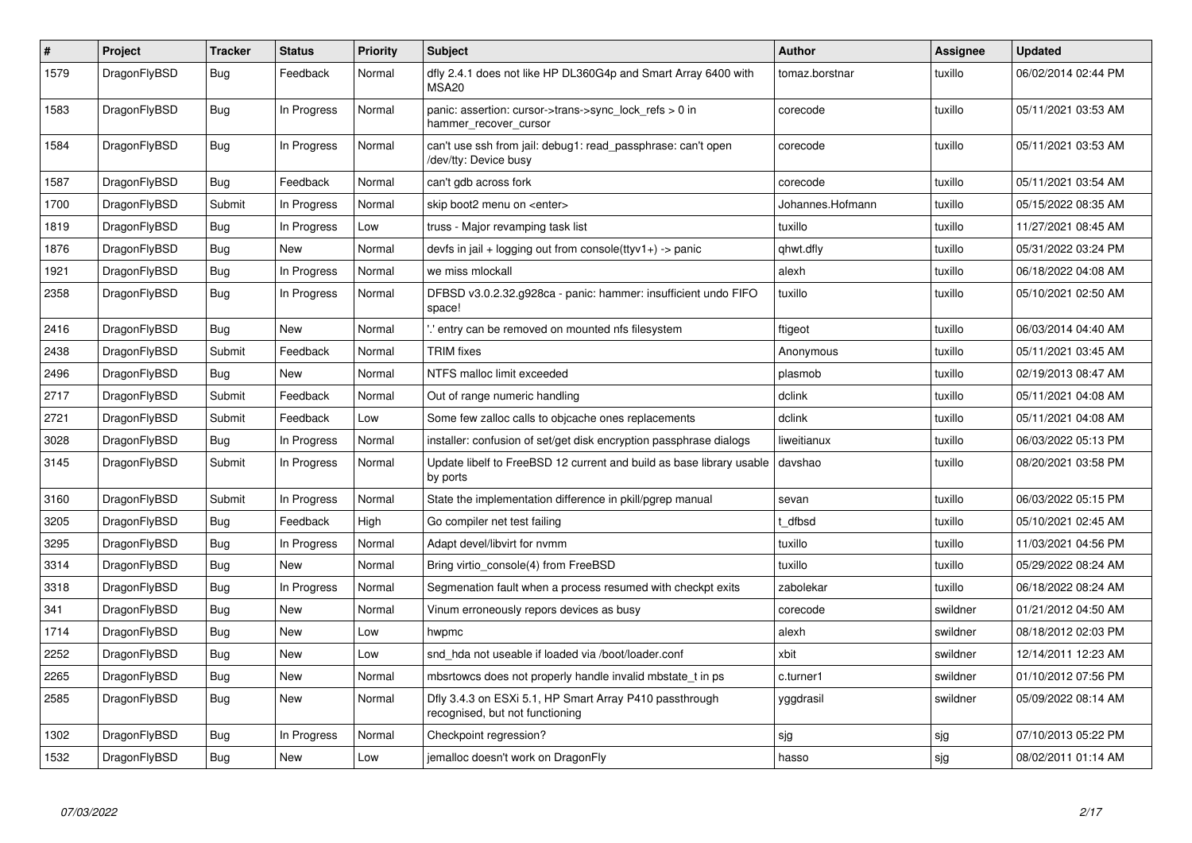| # | Project | Tracker | Status | Priority | Subject | Author | Assignee | Updated |
|---|---|---|---|---|---|---|---|---|
| 1579 | DragonFlyBSD | Bug | Feedback | Normal | dfly 2.4.1 does not like HP DL360G4p and Smart Array 6400 with MSA20 | tomaz.borstnar | tuxillo | 06/02/2014 02:44 PM |
| 1583 | DragonFlyBSD | Bug | In Progress | Normal | panic: assertion: cursor->trans->sync_lock_refs > 0 in hammer_recover_cursor | corecode | tuxillo | 05/11/2021 03:53 AM |
| 1584 | DragonFlyBSD | Bug | In Progress | Normal | can't use ssh from jail: debug1: read_passphrase: can't open /dev/tty: Device busy | corecode | tuxillo | 05/11/2021 03:53 AM |
| 1587 | DragonFlyBSD | Bug | Feedback | Normal | can't gdb across fork | corecode | tuxillo | 05/11/2021 03:54 AM |
| 1700 | DragonFlyBSD | Submit | In Progress | Normal | skip boot2 menu on <enter> | Johannes.Hofmann | tuxillo | 05/15/2022 08:35 AM |
| 1819 | DragonFlyBSD | Bug | In Progress | Low | truss - Major revamping task list | tuxillo | tuxillo | 11/27/2021 08:45 AM |
| 1876 | DragonFlyBSD | Bug | New | Normal | devfs in jail + logging out from console(ttyv1+) -> panic | qhwt.dfly | tuxillo | 05/31/2022 03:24 PM |
| 1921 | DragonFlyBSD | Bug | In Progress | Normal | we miss mlockall | alexh | tuxillo | 06/18/2022 04:08 AM |
| 2358 | DragonFlyBSD | Bug | In Progress | Normal | DFBSD v3.0.2.32.g928ca - panic: hammer: insufficient undo FIFO space! | tuxillo | tuxillo | 05/10/2021 02:50 AM |
| 2416 | DragonFlyBSD | Bug | New | Normal | '.' entry can be removed on mounted nfs filesystem | ftigeot | tuxillo | 06/03/2014 04:40 AM |
| 2438 | DragonFlyBSD | Submit | Feedback | Normal | TRIM fixes | Anonymous | tuxillo | 05/11/2021 03:45 AM |
| 2496 | DragonFlyBSD | Bug | New | Normal | NTFS malloc limit exceeded | plasmob | tuxillo | 02/19/2013 08:47 AM |
| 2717 | DragonFlyBSD | Submit | Feedback | Normal | Out of range numeric handling | dclink | tuxillo | 05/11/2021 04:08 AM |
| 2721 | DragonFlyBSD | Submit | Feedback | Low | Some few zalloc calls to objcache ones replacements | dclink | tuxillo | 05/11/2021 04:08 AM |
| 3028 | DragonFlyBSD | Bug | In Progress | Normal | installer: confusion of set/get disk encryption passphrase dialogs | liweitianux | tuxillo | 06/03/2022 05:13 PM |
| 3145 | DragonFlyBSD | Submit | In Progress | Normal | Update libelf to FreeBSD 12 current and build as base library usable by ports | davshao | tuxillo | 08/20/2021 03:58 PM |
| 3160 | DragonFlyBSD | Submit | In Progress | Normal | State the implementation difference in pkill/pgrep manual | sevan | tuxillo | 06/03/2022 05:15 PM |
| 3205 | DragonFlyBSD | Bug | Feedback | High | Go compiler net test failing | t_dfbsd | tuxillo | 05/10/2021 02:45 AM |
| 3295 | DragonFlyBSD | Bug | In Progress | Normal | Adapt devel/libvirt for nvmm | tuxillo | tuxillo | 11/03/2021 04:56 PM |
| 3314 | DragonFlyBSD | Bug | New | Normal | Bring virtio_console(4) from FreeBSD | tuxillo | tuxillo | 05/29/2022 08:24 AM |
| 3318 | DragonFlyBSD | Bug | In Progress | Normal | Segmenation fault when a process resumed with checkpt exits | zabolekar | tuxillo | 06/18/2022 08:24 AM |
| 341 | DragonFlyBSD | Bug | New | Normal | Vinum erroneously repors devices as busy | corecode | swildner | 01/21/2012 04:50 AM |
| 1714 | DragonFlyBSD | Bug | New | Low | hwpmc | alexh | swildner | 08/18/2012 02:03 PM |
| 2252 | DragonFlyBSD | Bug | New | Low | snd_hda not useable if loaded via /boot/loader.conf | xbit | swildner | 12/14/2011 12:23 AM |
| 2265 | DragonFlyBSD | Bug | New | Normal | mbsrtowcs does not properly handle invalid mbstate_t in ps | c.turner1 | swildner | 01/10/2012 07:56 PM |
| 2585 | DragonFlyBSD | Bug | New | Normal | Dfly 3.4.3 on ESXi 5.1, HP Smart Array P410 passthrough recognised, but not functioning | yggdrasil | swildner | 05/09/2022 08:14 AM |
| 1302 | DragonFlyBSD | Bug | In Progress | Normal | Checkpoint regression? | sjg | sjg | 07/10/2013 05:22 PM |
| 1532 | DragonFlyBSD | Bug | New | Low | jemalloc doesn't work on DragonFly | hasso | sjg | 08/02/2011 01:14 AM |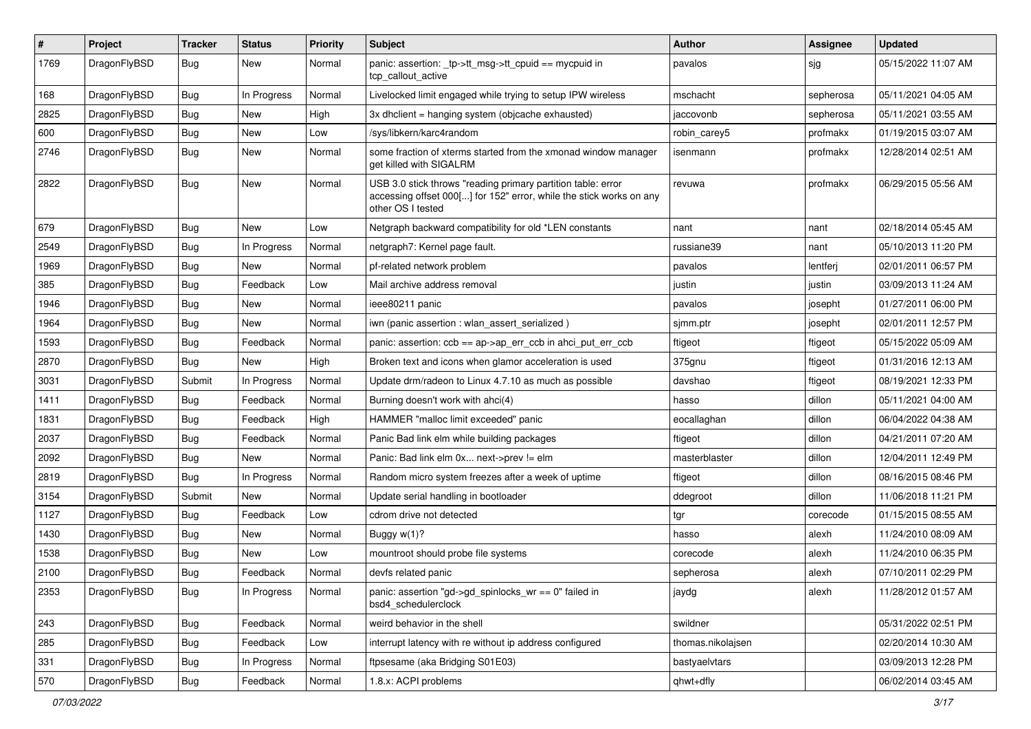| # | Project | Tracker | Status | Priority | Subject | Author | Assignee | Updated |
|---|---|---|---|---|---|---|---|---|
| 1769 | DragonFlyBSD | Bug | New | Normal | panic: assertion: _tp->tt_msg->tt_cpuid == mycpuid in tcp_callout_active | pavalos | sjg | 05/15/2022 11:07 AM |
| 168 | DragonFlyBSD | Bug | In Progress | Normal | Livelocked limit engaged while trying to setup IPW wireless | mschacht | sepherosa | 05/11/2021 04:05 AM |
| 2825 | DragonFlyBSD | Bug | New | High | 3x dhclient = hanging system (objcache exhausted) | jaccovonb | sepherosa | 05/11/2021 03:55 AM |
| 600 | DragonFlyBSD | Bug | New | Low | /sys/libkern/karc4random | robin_carey5 | profmakx | 01/19/2015 03:07 AM |
| 2746 | DragonFlyBSD | Bug | New | Normal | some fraction of xterms started from the xmonad window manager get killed with SIGALRM | isenmann | profmakx | 12/28/2014 02:51 AM |
| 2822 | DragonFlyBSD | Bug | New | Normal | USB 3.0 stick throws "reading primary partition table: error accessing offset 000[...] for 152" error, while the stick works on any other OS I tested | revuwa | profmakx | 06/29/2015 05:56 AM |
| 679 | DragonFlyBSD | Bug | New | Low | Netgraph backward compatibility for old *LEN constants | nant | nant | 02/18/2014 05:45 AM |
| 2549 | DragonFlyBSD | Bug | In Progress | Normal | netgraph7: Kernel page fault. | russiane39 | nant | 05/10/2013 11:20 PM |
| 1969 | DragonFlyBSD | Bug | New | Normal | pf-related network problem | pavalos | lentferj | 02/01/2011 06:57 PM |
| 385 | DragonFlyBSD | Bug | Feedback | Low | Mail archive address removal | justin | justin | 03/09/2013 11:24 AM |
| 1946 | DragonFlyBSD | Bug | New | Normal | ieee80211 panic | pavalos | josepht | 01/27/2011 06:00 PM |
| 1964 | DragonFlyBSD | Bug | New | Normal | iwn (panic assertion : wlan_assert_serialized ) | sjmm.ptr | josepht | 02/01/2011 12:57 PM |
| 1593 | DragonFlyBSD | Bug | Feedback | Normal | panic: assertion: ccb == ap->ap_err_ccb in ahci_put_err_ccb | ftigeot | ftigeot | 05/15/2022 05:09 AM |
| 2870 | DragonFlyBSD | Bug | New | High | Broken text and icons when glamor acceleration is used | 375gnu | ftigeot | 01/31/2016 12:13 AM |
| 3031 | DragonFlyBSD | Submit | In Progress | Normal | Update drm/radeon to Linux 4.7.10 as much as possible | davshao | ftigeot | 08/19/2021 12:33 PM |
| 1411 | DragonFlyBSD | Bug | Feedback | Normal | Burning doesn't work with ahci(4) | hasso | dillon | 05/11/2021 04:00 AM |
| 1831 | DragonFlyBSD | Bug | Feedback | High | HAMMER "malloc limit exceeded" panic | eocallaghan | dillon | 06/04/2022 04:38 AM |
| 2037 | DragonFlyBSD | Bug | Feedback | Normal | Panic Bad link elm while building packages | ftigeot | dillon | 04/21/2011 07:20 AM |
| 2092 | DragonFlyBSD | Bug | New | Normal | Panic: Bad link elm 0x... next->prev != elm | masterblaster | dillon | 12/04/2011 12:49 PM |
| 2819 | DragonFlyBSD | Bug | In Progress | Normal | Random micro system freezes after a week of uptime | ftigeot | dillon | 08/16/2015 08:46 PM |
| 3154 | DragonFlyBSD | Submit | New | Normal | Update serial handling in bootloader | ddegroot | dillon | 11/06/2018 11:21 PM |
| 1127 | DragonFlyBSD | Bug | Feedback | Low | cdrom drive not detected | tgr | corecode | 01/15/2015 08:55 AM |
| 1430 | DragonFlyBSD | Bug | New | Normal | Buggy w(1)? | hasso | alexh | 11/24/2010 08:09 AM |
| 1538 | DragonFlyBSD | Bug | New | Low | mountroot should probe file systems | corecode | alexh | 11/24/2010 06:35 PM |
| 2100 | DragonFlyBSD | Bug | Feedback | Normal | devfs related panic | sepherosa | alexh | 07/10/2011 02:29 PM |
| 2353 | DragonFlyBSD | Bug | In Progress | Normal | panic: assertion "gd->gd_spinlocks_wr == 0" failed in bsd4_schedulerclock | jaydg | alexh | 11/28/2012 01:57 AM |
| 243 | DragonFlyBSD | Bug | Feedback | Normal | weird behavior in the shell | swildner | | 05/31/2022 02:51 PM |
| 285 | DragonFlyBSD | Bug | Feedback | Low | interrupt latency with re without ip address configured | thomas.nikolajsen | | 02/20/2014 10:30 AM |
| 331 | DragonFlyBSD | Bug | In Progress | Normal | ftpsesame (aka Bridging S01E03) | bastyaelvtars | | 03/09/2013 12:28 PM |
| 570 | DragonFlyBSD | Bug | Feedback | Normal | 1.8.x: ACPI problems | qhwt+dfly | | 06/02/2014 03:45 AM |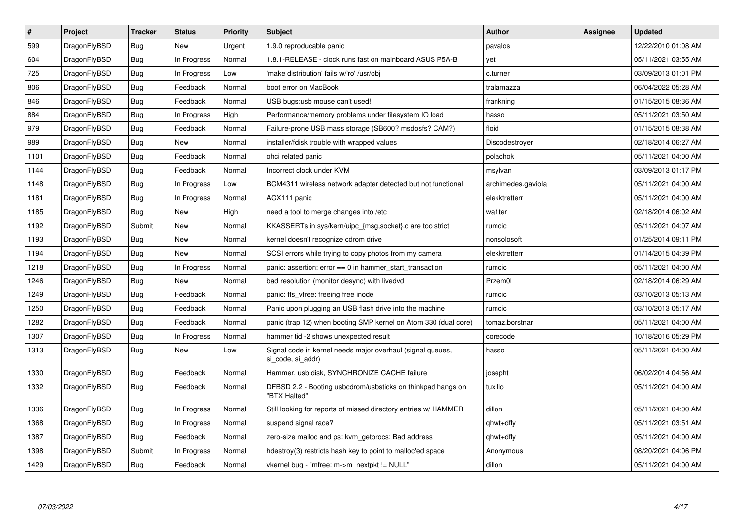| # | Project | Tracker | Status | Priority | Subject | Author | Assignee | Updated |
|---|---|---|---|---|---|---|---|---|
| 599 | DragonFlyBSD | Bug | New | Urgent | 1.9.0 reproducable panic | pavalos | | 12/22/2010 01:08 AM |
| 604 | DragonFlyBSD | Bug | In Progress | Normal | 1.8.1-RELEASE - clock runs fast on mainboard ASUS P5A-B | yeti | | 05/11/2021 03:55 AM |
| 725 | DragonFlyBSD | Bug | In Progress | Low | 'make distribution' fails w/'ro' /usr/obj | c.turner | | 03/09/2013 01:01 PM |
| 806 | DragonFlyBSD | Bug | Feedback | Normal | boot error on MacBook | tralamazza | | 06/04/2022 05:28 AM |
| 846 | DragonFlyBSD | Bug | Feedback | Normal | USB bugs:usb mouse can't used! | frankning | | 01/15/2015 08:36 AM |
| 884 | DragonFlyBSD | Bug | In Progress | High | Performance/memory problems under filesystem IO load | hasso | | 05/11/2021 03:50 AM |
| 979 | DragonFlyBSD | Bug | Feedback | Normal | Failure-prone USB mass storage (SB600? msdosfs? CAM?) | floid | | 01/15/2015 08:38 AM |
| 989 | DragonFlyBSD | Bug | New | Normal | installer/fdisk trouble with wrapped values | Discodestroyer | | 02/18/2014 06:27 AM |
| 1101 | DragonFlyBSD | Bug | Feedback | Normal | ohci related panic | polachok | | 05/11/2021 04:00 AM |
| 1144 | DragonFlyBSD | Bug | Feedback | Normal | Incorrect clock under KVM | msylvan | | 03/09/2013 01:17 PM |
| 1148 | DragonFlyBSD | Bug | In Progress | Low | BCM4311 wireless network adapter detected but not functional | archimedes.gaviola | | 05/11/2021 04:00 AM |
| 1181 | DragonFlyBSD | Bug | In Progress | Normal | ACX111 panic | elekktretterr | | 05/11/2021 04:00 AM |
| 1185 | DragonFlyBSD | Bug | New | High | need a tool to merge changes into /etc | wa1ter | | 02/18/2014 06:02 AM |
| 1192 | DragonFlyBSD | Submit | New | Normal | KKASSERTs in sys/kern/uipc_{msg,socket}.c are too strict | rumcic | | 05/11/2021 04:07 AM |
| 1193 | DragonFlyBSD | Bug | New | Normal | kernel doesn't recognize cdrom drive | nonsolosoft | | 01/25/2014 09:11 PM |
| 1194 | DragonFlyBSD | Bug | New | Normal | SCSI errors while trying to copy photos from my camera | elekktretterr | | 01/14/2015 04:39 PM |
| 1218 | DragonFlyBSD | Bug | In Progress | Normal | panic: assertion: error == 0 in hammer_start_transaction | rumcic | | 05/11/2021 04:00 AM |
| 1246 | DragonFlyBSD | Bug | New | Normal | bad resolution (monitor desync) with livedvd | Przem0l | | 02/18/2014 06:29 AM |
| 1249 | DragonFlyBSD | Bug | Feedback | Normal | panic: ffs_vfree: freeing free inode | rumcic | | 03/10/2013 05:13 AM |
| 1250 | DragonFlyBSD | Bug | Feedback | Normal | Panic upon plugging an USB flash drive into the machine | rumcic | | 03/10/2013 05:17 AM |
| 1282 | DragonFlyBSD | Bug | Feedback | Normal | panic (trap 12) when booting SMP kernel on Atom 330 (dual core) | tomaz.borstnar | | 05/11/2021 04:00 AM |
| 1307 | DragonFlyBSD | Bug | In Progress | Normal | hammer tid -2 shows unexpected result | corecode | | 10/18/2016 05:29 PM |
| 1313 | DragonFlyBSD | Bug | New | Low | Signal code in kernel needs major overhaul (signal queues, si_code, si_addr) | hasso | | 05/11/2021 04:00 AM |
| 1330 | DragonFlyBSD | Bug | Feedback | Normal | Hammer, usb disk, SYNCHRONIZE CACHE failure | josepht | | 06/02/2014 04:56 AM |
| 1332 | DragonFlyBSD | Bug | Feedback | Normal | DFBSD 2.2 - Booting usbcdrom/usbsticks on thinkpad hangs on "BTX Halted" | tuxillo | | 05/11/2021 04:00 AM |
| 1336 | DragonFlyBSD | Bug | In Progress | Normal | Still looking for reports of missed directory entries w/ HAMMER | dillon | | 05/11/2021 04:00 AM |
| 1368 | DragonFlyBSD | Bug | In Progress | Normal | suspend signal race? | qhwt+dfly | | 05/11/2021 03:51 AM |
| 1387 | DragonFlyBSD | Bug | Feedback | Normal | zero-size malloc and ps: kvm_getprocs: Bad address | qhwt+dfly | | 05/11/2021 04:00 AM |
| 1398 | DragonFlyBSD | Submit | In Progress | Normal | hdestroy(3) restricts hash key to point to malloc'ed space | Anonymous | | 08/20/2021 04:06 PM |
| 1429 | DragonFlyBSD | Bug | Feedback | Normal | vkernel bug - "mfree: m->m_nextpkt != NULL" | dillon | | 05/11/2021 04:00 AM |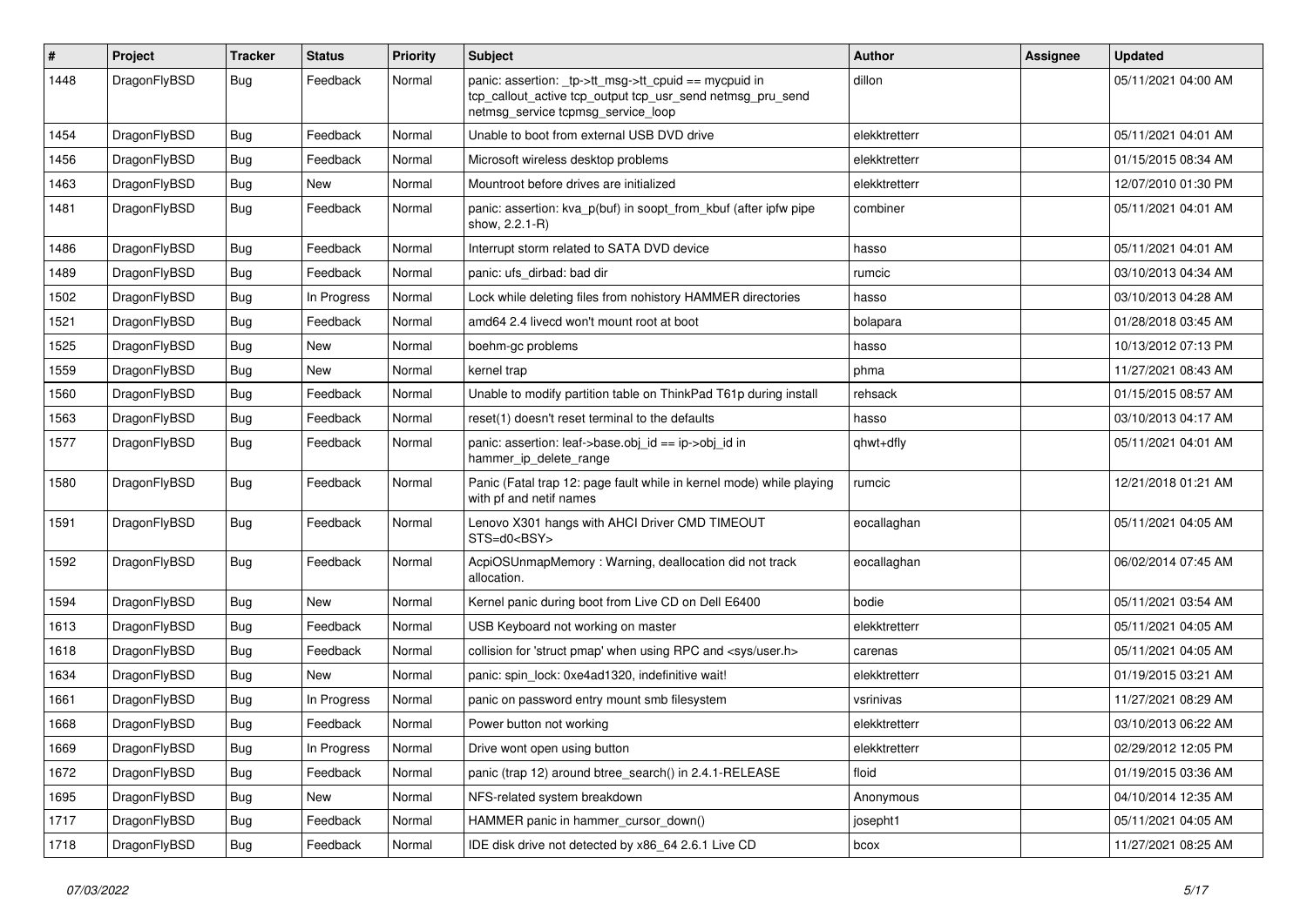| # | Project | Tracker | Status | Priority | Subject | Author | Assignee | Updated |
|---|---|---|---|---|---|---|---|---|
| 1448 | DragonFlyBSD | Bug | Feedback | Normal | panic: assertion: _tp->tt_msg->tt_cpuid == mycpuid in tcp_callout_active tcp_output tcp_usr_send netmsg_pru_send netmsg_service tcpmsg_service_loop | dillon | | 05/11/2021 04:00 AM |
| 1454 | DragonFlyBSD | Bug | Feedback | Normal | Unable to boot from external USB DVD drive | elekktretterr | | 05/11/2021 04:01 AM |
| 1456 | DragonFlyBSD | Bug | Feedback | Normal | Microsoft wireless desktop problems | elekktretterr | | 01/15/2015 08:34 AM |
| 1463 | DragonFlyBSD | Bug | New | Normal | Mountroot before drives are initialized | elekktretterr | | 12/07/2010 01:30 PM |
| 1481 | DragonFlyBSD | Bug | Feedback | Normal | panic: assertion: kva_p(buf) in soopt_from_kbuf (after ipfw pipe show, 2.2.1-R) | combiner | | 05/11/2021 04:01 AM |
| 1486 | DragonFlyBSD | Bug | Feedback | Normal | Interrupt storm related to SATA DVD device | hasso | | 05/11/2021 04:01 AM |
| 1489 | DragonFlyBSD | Bug | Feedback | Normal | panic: ufs_dirbad: bad dir | rumcic | | 03/10/2013 04:34 AM |
| 1502 | DragonFlyBSD | Bug | In Progress | Normal | Lock while deleting files from nohistory HAMMER directories | hasso | | 03/10/2013 04:28 AM |
| 1521 | DragonFlyBSD | Bug | Feedback | Normal | amd64 2.4 livecd won't mount root at boot | bolapara | | 01/28/2018 03:45 AM |
| 1525 | DragonFlyBSD | Bug | New | Normal | boehm-gc problems | hasso | | 10/13/2012 07:13 PM |
| 1559 | DragonFlyBSD | Bug | New | Normal | kernel trap | phma | | 11/27/2021 08:43 AM |
| 1560 | DragonFlyBSD | Bug | Feedback | Normal | Unable to modify partition table on ThinkPad T61p during install | rehsack | | 01/15/2015 08:57 AM |
| 1563 | DragonFlyBSD | Bug | Feedback | Normal | reset(1) doesn't reset terminal to the defaults | hasso | | 03/10/2013 04:17 AM |
| 1577 | DragonFlyBSD | Bug | Feedback | Normal | panic: assertion: leaf->base.obj_id == ip->obj_id in hammer_ip_delete_range | qhwt+dfly | | 05/11/2021 04:01 AM |
| 1580 | DragonFlyBSD | Bug | Feedback | Normal | Panic (Fatal trap 12: page fault while in kernel mode) while playing with pf and netif names | rumcic | | 12/21/2018 01:21 AM |
| 1591 | DragonFlyBSD | Bug | Feedback | Normal | Lenovo X301 hangs with AHCI Driver CMD TIMEOUT STS=d0<BSY> | eocallaghan | | 05/11/2021 04:05 AM |
| 1592 | DragonFlyBSD | Bug | Feedback | Normal | AcpiOSUnmapMemory : Warning, deallocation did not track allocation. | eocallaghan | | 06/02/2014 07:45 AM |
| 1594 | DragonFlyBSD | Bug | New | Normal | Kernel panic during boot from Live CD on Dell E6400 | bodie | | 05/11/2021 03:54 AM |
| 1613 | DragonFlyBSD | Bug | Feedback | Normal | USB Keyboard not working on master | elekktretterr | | 05/11/2021 04:05 AM |
| 1618 | DragonFlyBSD | Bug | Feedback | Normal | collision for 'struct pmap' when using RPC and <sys/user.h> | carenas | | 05/11/2021 04:05 AM |
| 1634 | DragonFlyBSD | Bug | New | Normal | panic: spin_lock: 0xe4ad1320, indefinitive wait! | elekktretterr | | 01/19/2015 03:21 AM |
| 1661 | DragonFlyBSD | Bug | In Progress | Normal | panic on password entry mount smb filesystem | vsrinivas | | 11/27/2021 08:29 AM |
| 1668 | DragonFlyBSD | Bug | Feedback | Normal | Power button not working | elekktretterr | | 03/10/2013 06:22 AM |
| 1669 | DragonFlyBSD | Bug | In Progress | Normal | Drive wont open using button | elekktretterr | | 02/29/2012 12:05 PM |
| 1672 | DragonFlyBSD | Bug | Feedback | Normal | panic (trap 12) around btree_search() in 2.4.1-RELEASE | floid | | 01/19/2015 03:36 AM |
| 1695 | DragonFlyBSD | Bug | New | Normal | NFS-related system breakdown | Anonymous | | 04/10/2014 12:35 AM |
| 1717 | DragonFlyBSD | Bug | Feedback | Normal | HAMMER panic in hammer_cursor_down() | josepht1 | | 05/11/2021 04:05 AM |
| 1718 | DragonFlyBSD | Bug | Feedback | Normal | IDE disk drive not detected by x86_64 2.6.1 Live CD | bcox | | 11/27/2021 08:25 AM |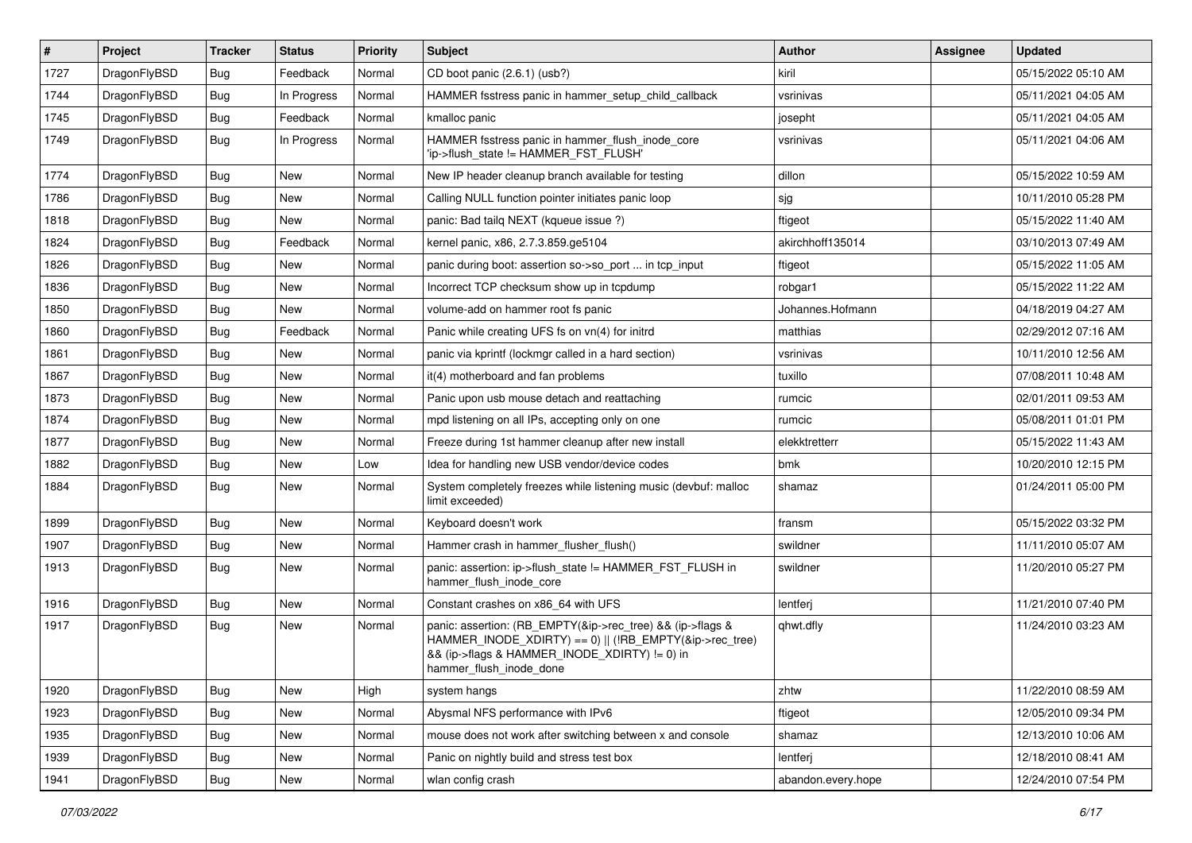| # | Project | Tracker | Status | Priority | Subject | Author | Assignee | Updated |
|---|---|---|---|---|---|---|---|---|
| 1727 | DragonFlyBSD | Bug | Feedback | Normal | CD boot panic (2.6.1) (usb?) | kiril | | 05/15/2022 05:10 AM |
| 1744 | DragonFlyBSD | Bug | In Progress | Normal | HAMMER fsstress panic in hammer_setup_child_callback | vsrinivas | | 05/11/2021 04:05 AM |
| 1745 | DragonFlyBSD | Bug | Feedback | Normal | kmalloc panic | josepht | | 05/11/2021 04:05 AM |
| 1749 | DragonFlyBSD | Bug | In Progress | Normal | HAMMER fsstress panic in hammer_flush_inode_core 'ip->flush_state != HAMMER_FST_FLUSH' | vsrinivas | | 05/11/2021 04:06 AM |
| 1774 | DragonFlyBSD | Bug | New | Normal | New IP header cleanup branch available for testing | dillon | | 05/15/2022 10:59 AM |
| 1786 | DragonFlyBSD | Bug | New | Normal | Calling NULL function pointer initiates panic loop | sjg | | 10/11/2010 05:28 PM |
| 1818 | DragonFlyBSD | Bug | New | Normal | panic: Bad tailq NEXT (kqueue issue ?) | ftigeot | | 05/15/2022 11:40 AM |
| 1824 | DragonFlyBSD | Bug | Feedback | Normal | kernel panic, x86, 2.7.3.859.ge5104 | akirchhoff135014 | | 03/10/2013 07:49 AM |
| 1826 | DragonFlyBSD | Bug | New | Normal | panic during boot: assertion so->so_port ... in tcp_input | ftigeot | | 05/15/2022 11:05 AM |
| 1836 | DragonFlyBSD | Bug | New | Normal | Incorrect TCP checksum show up in tcpdump | robgar1 | | 05/15/2022 11:22 AM |
| 1850 | DragonFlyBSD | Bug | New | Normal | volume-add on hammer root fs panic | Johannes.Hofmann | | 04/18/2019 04:27 AM |
| 1860 | DragonFlyBSD | Bug | Feedback | Normal | Panic while creating UFS fs on vn(4) for initrd | matthias | | 02/29/2012 07:16 AM |
| 1861 | DragonFlyBSD | Bug | New | Normal | panic via kprintf (lockmgr called in a hard section) | vsrinivas | | 10/11/2010 12:56 AM |
| 1867 | DragonFlyBSD | Bug | New | Normal | it(4) motherboard and fan problems | tuxillo | | 07/08/2011 10:48 AM |
| 1873 | DragonFlyBSD | Bug | New | Normal | Panic upon usb mouse detach and reattaching | rumcic | | 02/01/2011 09:53 AM |
| 1874 | DragonFlyBSD | Bug | New | Normal | mpd listening on all IPs, accepting only on one | rumcic | | 05/08/2011 01:01 PM |
| 1877 | DragonFlyBSD | Bug | New | Normal | Freeze during 1st hammer cleanup after new install | elekktretterr | | 05/15/2022 11:43 AM |
| 1882 | DragonFlyBSD | Bug | New | Low | Idea for handling new USB vendor/device codes | bmk | | 10/20/2010 12:15 PM |
| 1884 | DragonFlyBSD | Bug | New | Normal | System completely freezes while listening music (devbuf: malloc limit exceeded) | shamaz | | 01/24/2011 05:00 PM |
| 1899 | DragonFlyBSD | Bug | New | Normal | Keyboard doesn't work | fransm | | 05/15/2022 03:32 PM |
| 1907 | DragonFlyBSD | Bug | New | Normal | Hammer crash in hammer_flusher_flush() | swildner | | 11/11/2010 05:07 AM |
| 1913 | DragonFlyBSD | Bug | New | Normal | panic: assertion: ip->flush_state != HAMMER_FST_FLUSH in hammer_flush_inode_core | swildner | | 11/20/2010 05:27 PM |
| 1916 | DragonFlyBSD | Bug | New | Normal | Constant crashes on x86_64 with UFS | lentferj | | 11/21/2010 07:40 PM |
| 1917 | DragonFlyBSD | Bug | New | Normal | panic: assertion: (RB_EMPTY(&ip->rec_tree) && (ip->flags & HAMMER_INODE_XDIRTY) == 0) \|\| (!RB_EMPTY(&ip->rec_tree) && (ip->flags & HAMMER_INODE_XDIRTY) != 0) in hammer_flush_inode_done | qhwt.dfly | | 11/24/2010 03:23 AM |
| 1920 | DragonFlyBSD | Bug | New | High | system hangs | zhtw | | 11/22/2010 08:59 AM |
| 1923 | DragonFlyBSD | Bug | New | Normal | Abysmal NFS performance with IPv6 | ftigeot | | 12/05/2010 09:34 PM |
| 1935 | DragonFlyBSD | Bug | New | Normal | mouse does not work after switching between x and console | shamaz | | 12/13/2010 10:06 AM |
| 1939 | DragonFlyBSD | Bug | New | Normal | Panic on nightly build and stress test box | lentferj | | 12/18/2010 08:41 AM |
| 1941 | DragonFlyBSD | Bug | New | Normal | wlan config crash | abandon.every.hope | | 12/24/2010 07:54 PM |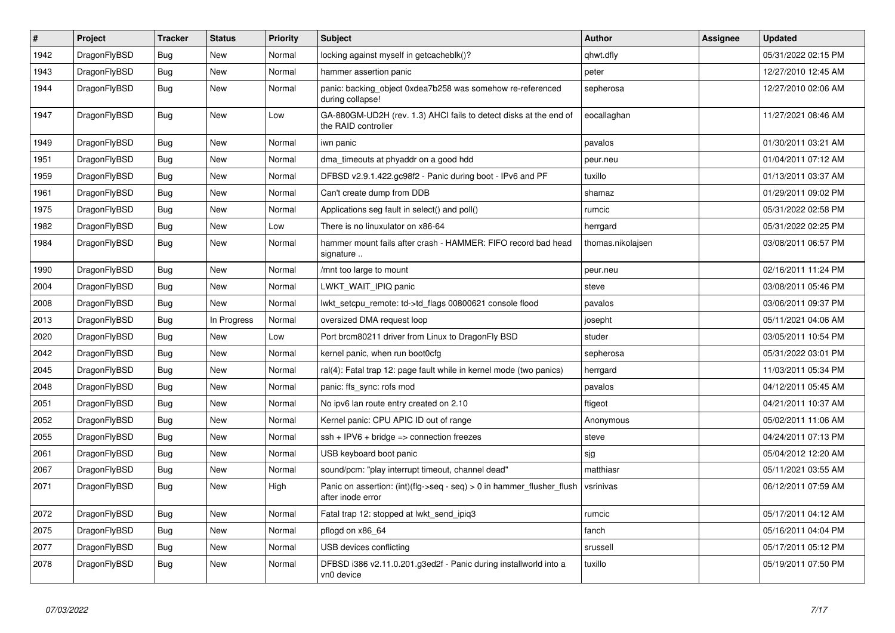| # | Project | Tracker | Status | Priority | Subject | Author | Assignee | Updated |
|---|---|---|---|---|---|---|---|---|
| 1942 | DragonFlyBSD | Bug | New | Normal | locking against myself in getcacheblk()? | qhwt.dfly | | 05/31/2022 02:15 PM |
| 1943 | DragonFlyBSD | Bug | New | Normal | hammer assertion panic | peter | | 12/27/2010 12:45 AM |
| 1944 | DragonFlyBSD | Bug | New | Normal | panic: backing_object 0xdea7b258 was somehow re-referenced during collapse! | sepherosa | | 12/27/2010 02:06 AM |
| 1947 | DragonFlyBSD | Bug | New | Low | GA-880GM-UD2H (rev. 1.3) AHCI fails to detect disks at the end of the RAID controller | eocallaghan | | 11/27/2021 08:46 AM |
| 1949 | DragonFlyBSD | Bug | New | Normal | iwn panic | pavalos | | 01/30/2011 03:21 AM |
| 1951 | DragonFlyBSD | Bug | New | Normal | dma_timeouts at phyaddr on a good hdd | peur.neu | | 01/04/2011 07:12 AM |
| 1959 | DragonFlyBSD | Bug | New | Normal | DFBSD v2.9.1.422.gc98f2 - Panic during boot - IPv6 and PF | tuxillo | | 01/13/2011 03:37 AM |
| 1961 | DragonFlyBSD | Bug | New | Normal | Can't create dump from DDB | shamaz | | 01/29/2011 09:02 PM |
| 1975 | DragonFlyBSD | Bug | New | Normal | Applications seg fault in select() and poll() | rumcic | | 05/31/2022 02:58 PM |
| 1982 | DragonFlyBSD | Bug | New | Low | There is no linuxulator on x86-64 | herrgard | | 05/31/2022 02:25 PM |
| 1984 | DragonFlyBSD | Bug | New | Normal | hammer mount fails after crash - HAMMER: FIFO record bad head signature .. | thomas.nikolajsen | | 03/08/2011 06:57 PM |
| 1990 | DragonFlyBSD | Bug | New | Normal | /mnt too large to mount | peur.neu | | 02/16/2011 11:24 PM |
| 2004 | DragonFlyBSD | Bug | New | Normal | LWKT_WAIT_IPIQ panic | steve | | 03/08/2011 05:46 PM |
| 2008 | DragonFlyBSD | Bug | New | Normal | lwkt_setcpu_remote: td->td_flags 00800621 console flood | pavalos | | 03/06/2011 09:37 PM |
| 2013 | DragonFlyBSD | Bug | In Progress | Normal | oversized DMA request loop | josepht | | 05/11/2021 04:06 AM |
| 2020 | DragonFlyBSD | Bug | New | Low | Port brcm80211 driver from Linux to DragonFly BSD | studer | | 03/05/2011 10:54 PM |
| 2042 | DragonFlyBSD | Bug | New | Normal | kernel panic, when run boot0cfg | sepherosa | | 05/31/2022 03:01 PM |
| 2045 | DragonFlyBSD | Bug | New | Normal | ral(4): Fatal trap 12: page fault while in kernel mode (two panics) | herrgard | | 11/03/2011 05:34 PM |
| 2048 | DragonFlyBSD | Bug | New | Normal | panic: ffs_sync: rofs mod | pavalos | | 04/12/2011 05:45 AM |
| 2051 | DragonFlyBSD | Bug | New | Normal | No ipv6 lan route entry created on 2.10 | ftigeot | | 04/21/2011 10:37 AM |
| 2052 | DragonFlyBSD | Bug | New | Normal | Kernel panic: CPU APIC ID out of range | Anonymous | | 05/02/2011 11:06 AM |
| 2055 | DragonFlyBSD | Bug | New | Normal | ssh + IPV6 + bridge => connection freezes | steve | | 04/24/2011 07:13 PM |
| 2061 | DragonFlyBSD | Bug | New | Normal | USB keyboard boot panic | sjg | | 05/04/2012 12:20 AM |
| 2067 | DragonFlyBSD | Bug | New | Normal | sound/pcm: "play interrupt timeout, channel dead" | matthiasr | | 05/11/2021 03:55 AM |
| 2071 | DragonFlyBSD | Bug | New | High | Panic on assertion: (int)(flg->seq - seq) > 0 in hammer_flusher_flush after inode error | vsrinivas | | 06/12/2011 07:59 AM |
| 2072 | DragonFlyBSD | Bug | New | Normal | Fatal trap 12: stopped at lwkt_send_ipiq3 | rumcic | | 05/17/2011 04:12 AM |
| 2075 | DragonFlyBSD | Bug | New | Normal | pflogd on x86_64 | fanch | | 05/16/2011 04:04 PM |
| 2077 | DragonFlyBSD | Bug | New | Normal | USB devices conflicting | srussell | | 05/17/2011 05:12 PM |
| 2078 | DragonFlyBSD | Bug | New | Normal | DFBSD i386 v2.11.0.201.g3ed2f - Panic during installworld into a vn0 device | tuxillo | | 05/19/2011 07:50 PM |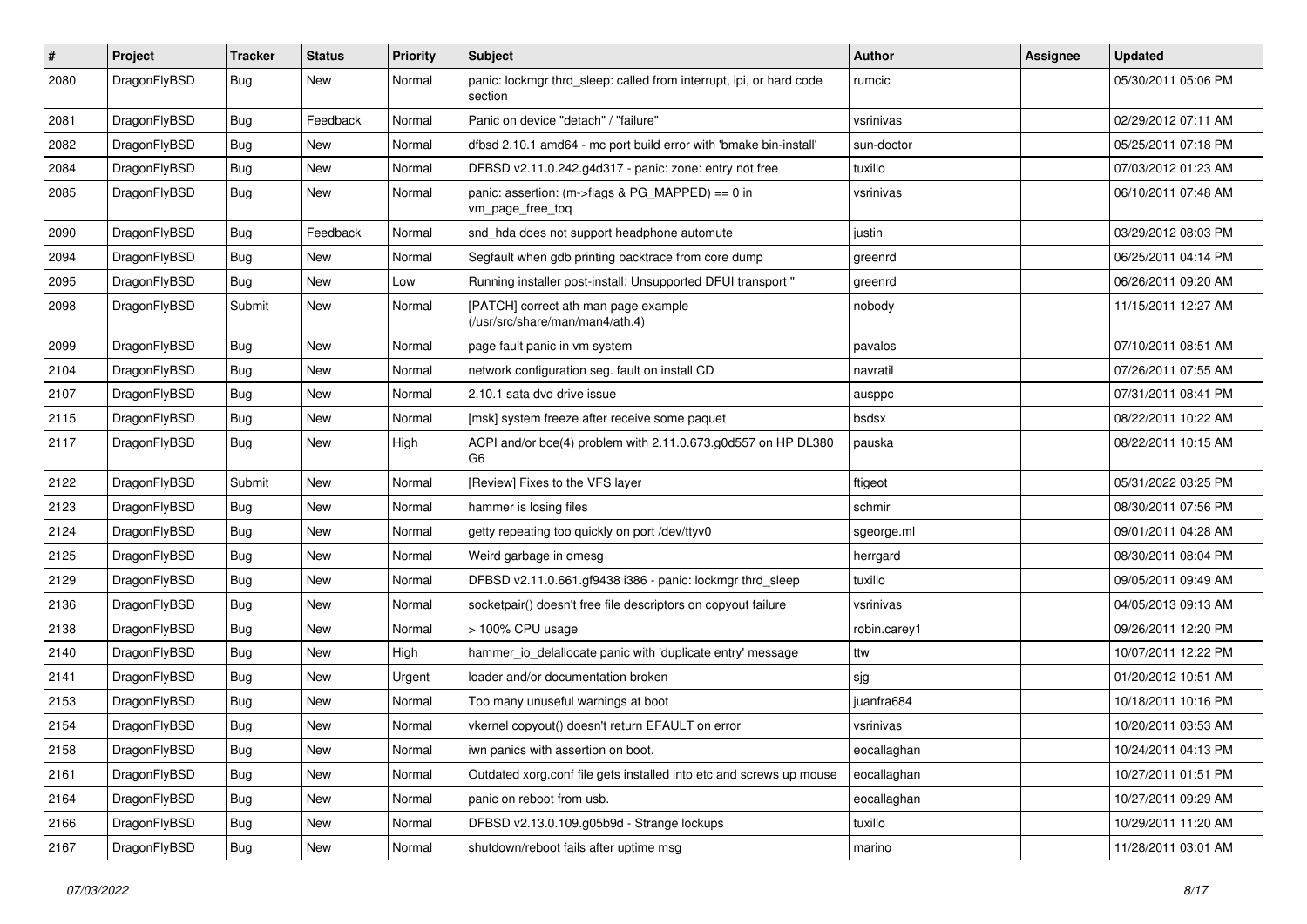| # | Project | Tracker | Status | Priority | Subject | Author | Assignee | Updated |
|---|---|---|---|---|---|---|---|---|
| 2080 | DragonFlyBSD | Bug | New | Normal | panic: lockmgr thrd_sleep: called from interrupt, ipi, or hard code section | rumcic | | 05/30/2011 05:06 PM |
| 2081 | DragonFlyBSD | Bug | Feedback | Normal | Panic on device "detach" / "failure" | vsrinivas | | 02/29/2012 07:11 AM |
| 2082 | DragonFlyBSD | Bug | New | Normal | dfbsd 2.10.1 amd64 - mc port build error with 'bmake bin-install' | sun-doctor | | 05/25/2011 07:18 PM |
| 2084 | DragonFlyBSD | Bug | New | Normal | DFBSD v2.11.0.242.g4d317 - panic: zone: entry not free | tuxillo | | 07/03/2012 01:23 AM |
| 2085 | DragonFlyBSD | Bug | New | Normal | panic: assertion: (m->flags & PG_MAPPED) == 0 in vm_page_free_toq | vsrinivas | | 06/10/2011 07:48 AM |
| 2090 | DragonFlyBSD | Bug | Feedback | Normal | snd_hda does not support headphone automute | justin | | 03/29/2012 08:03 PM |
| 2094 | DragonFlyBSD | Bug | New | Normal | Segfault when gdb printing backtrace from core dump | greenrd | | 06/25/2011 04:14 PM |
| 2095 | DragonFlyBSD | Bug | New | Low | Running installer post-install: Unsupported DFUI transport " | greenrd | | 06/26/2011 09:20 AM |
| 2098 | DragonFlyBSD | Submit | New | Normal | [PATCH] correct ath man page example (/usr/src/share/man/man4/ath.4) | nobody | | 11/15/2011 12:27 AM |
| 2099 | DragonFlyBSD | Bug | New | Normal | page fault panic in vm system | pavalos | | 07/10/2011 08:51 AM |
| 2104 | DragonFlyBSD | Bug | New | Normal | network configuration seg. fault on install CD | navratil | | 07/26/2011 07:55 AM |
| 2107 | DragonFlyBSD | Bug | New | Normal | 2.10.1 sata dvd drive issue | ausppc | | 07/31/2011 08:41 PM |
| 2115 | DragonFlyBSD | Bug | New | Normal | [msk] system freeze after receive some paquet | bsdsx | | 08/22/2011 10:22 AM |
| 2117 | DragonFlyBSD | Bug | New | High | ACPI and/or bce(4) problem with 2.11.0.673.g0d557 on HP DL380 G6 | pauska | | 08/22/2011 10:15 AM |
| 2122 | DragonFlyBSD | Submit | New | Normal | [Review] Fixes to the VFS layer | ftigeot | | 05/31/2022 03:25 PM |
| 2123 | DragonFlyBSD | Bug | New | Normal | hammer is losing files | schmir | | 08/30/2011 07:56 PM |
| 2124 | DragonFlyBSD | Bug | New | Normal | getty repeating too quickly on port /dev/ttyv0 | sgeorge.ml | | 09/01/2011 04:28 AM |
| 2125 | DragonFlyBSD | Bug | New | Normal | Weird garbage in dmesg | herrgard | | 08/30/2011 08:04 PM |
| 2129 | DragonFlyBSD | Bug | New | Normal | DFBSD v2.11.0.661.gf9438 i386 - panic: lockmgr thrd_sleep | tuxillo | | 09/05/2011 09:49 AM |
| 2136 | DragonFlyBSD | Bug | New | Normal | socketpair() doesn't free file descriptors on copyout failure | vsrinivas | | 04/05/2013 09:13 AM |
| 2138 | DragonFlyBSD | Bug | New | Normal | > 100% CPU usage | robin.carey1 | | 09/26/2011 12:20 PM |
| 2140 | DragonFlyBSD | Bug | New | High | hammer_io_delallocate panic with 'duplicate entry' message | ttw | | 10/07/2011 12:22 PM |
| 2141 | DragonFlyBSD | Bug | New | Urgent | loader and/or documentation broken | sjg | | 01/20/2012 10:51 AM |
| 2153 | DragonFlyBSD | Bug | New | Normal | Too many unuseful warnings at boot | juanfra684 | | 10/18/2011 10:16 PM |
| 2154 | DragonFlyBSD | Bug | New | Normal | vkernel copyout() doesn't return EFAULT on error | vsrinivas | | 10/20/2011 03:53 AM |
| 2158 | DragonFlyBSD | Bug | New | Normal | iwn panics with assertion on boot. | eocallaghan | | 10/24/2011 04:13 PM |
| 2161 | DragonFlyBSD | Bug | New | Normal | Outdated xorg.conf file gets installed into etc and screws up mouse | eocallaghan | | 10/27/2011 01:51 PM |
| 2164 | DragonFlyBSD | Bug | New | Normal | panic on reboot from usb. | eocallaghan | | 10/27/2011 09:29 AM |
| 2166 | DragonFlyBSD | Bug | New | Normal | DFBSD v2.13.0.109.g05b9d - Strange lockups | tuxillo | | 10/29/2011 11:20 AM |
| 2167 | DragonFlyBSD | Bug | New | Normal | shutdown/reboot fails after uptime msg | marino | | 11/28/2011 03:01 AM |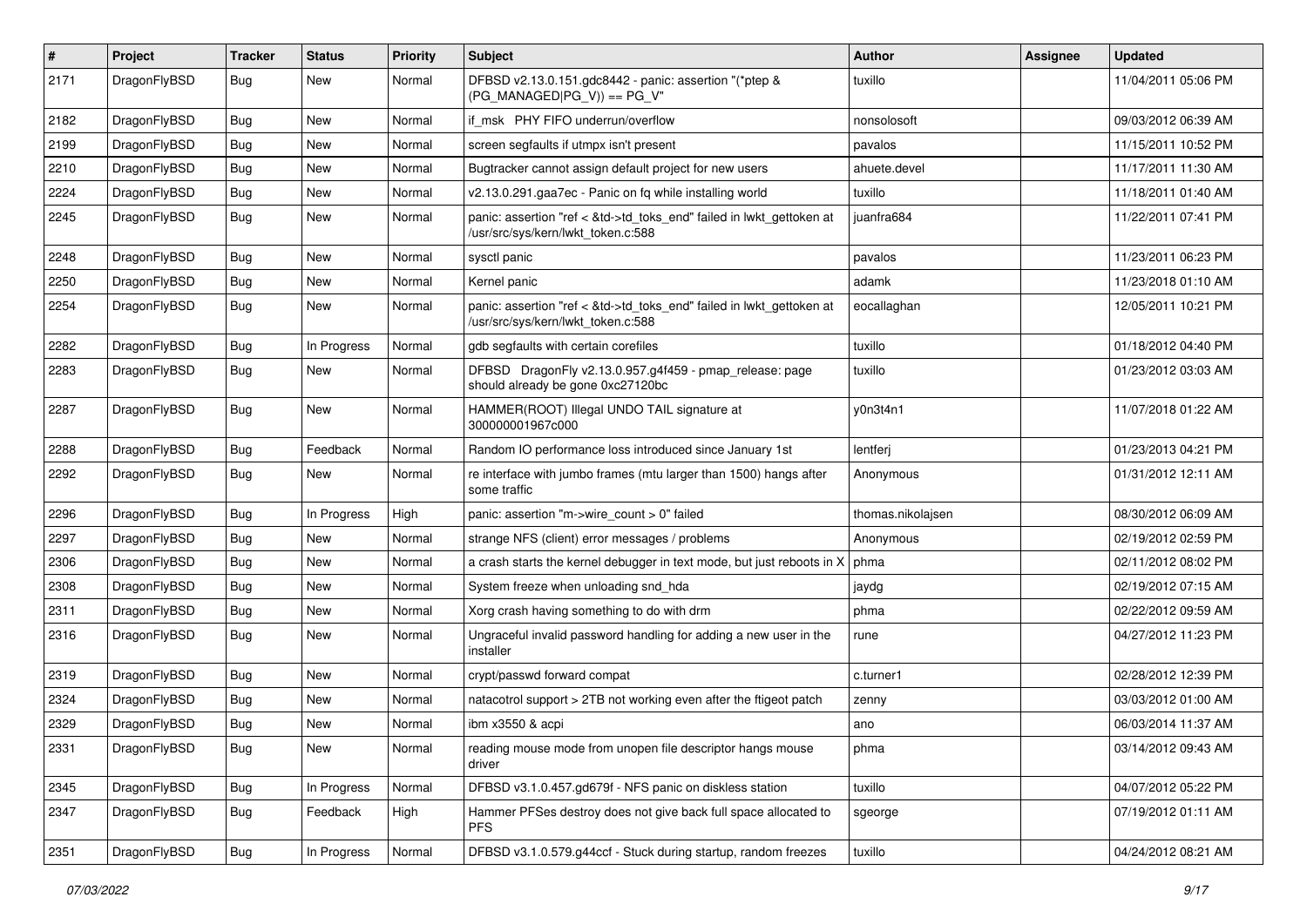| # | Project | Tracker | Status | Priority | Subject | Author | Assignee | Updated |
|---|---|---|---|---|---|---|---|---|
| 2171 | DragonFlyBSD | Bug | New | Normal | DFBSD v2.13.0.151.gdc8442 - panic: assertion "(*ptep & (PG_MANAGED\|PG_V)) == PG_V" | tuxillo | | 11/04/2011 05:06 PM |
| 2182 | DragonFlyBSD | Bug | New | Normal | if_msk PHY FIFO underrun/overflow | nonsolosoft | | 09/03/2012 06:39 AM |
| 2199 | DragonFlyBSD | Bug | New | Normal | screen segfaults if utmpx isn't present | pavalos | | 11/15/2011 10:52 PM |
| 2210 | DragonFlyBSD | Bug | New | Normal | Bugtracker cannot assign default project for new users | ahuete.devel | | 11/17/2011 11:30 AM |
| 2224 | DragonFlyBSD | Bug | New | Normal | v2.13.0.291.gaa7ec - Panic on fq while installing world | tuxillo | | 11/18/2011 01:40 AM |
| 2245 | DragonFlyBSD | Bug | New | Normal | panic: assertion "ref < &td->td_toks_end" failed in lwkt_gettoken at /usr/src/sys/kern/lwkt_token.c:588 | juanfra684 | | 11/22/2011 07:41 PM |
| 2248 | DragonFlyBSD | Bug | New | Normal | sysctl panic | pavalos | | 11/23/2011 06:23 PM |
| 2250 | DragonFlyBSD | Bug | New | Normal | Kernel panic | adamk | | 11/23/2018 01:10 AM |
| 2254 | DragonFlyBSD | Bug | New | Normal | panic: assertion "ref < &td->td_toks_end" failed in lwkt_gettoken at /usr/src/sys/kern/lwkt_token.c:588 | eocallaghan | | 12/05/2011 10:21 PM |
| 2282 | DragonFlyBSD | Bug | In Progress | Normal | gdb segfaults with certain corefiles | tuxillo | | 01/18/2012 04:40 PM |
| 2283 | DragonFlyBSD | Bug | New | Normal | DFBSD DragonFly v2.13.0.957.g4f459 - pmap_release: page should already be gone 0xc27120bc | tuxillo | | 01/23/2012 03:03 AM |
| 2287 | DragonFlyBSD | Bug | New | Normal | HAMMER(ROOT) Illegal UNDO TAIL signature at 300000001967c000 | y0n3t4n1 | | 11/07/2018 01:22 AM |
| 2288 | DragonFlyBSD | Bug | Feedback | Normal | Random IO performance loss introduced since January 1st | lentferj | | 01/23/2013 04:21 PM |
| 2292 | DragonFlyBSD | Bug | New | Normal | re interface with jumbo frames (mtu larger than 1500) hangs after some traffic | Anonymous | | 01/31/2012 12:11 AM |
| 2296 | DragonFlyBSD | Bug | In Progress | High | panic: assertion "m->wire_count > 0" failed | thomas.nikolajsen | | 08/30/2012 06:09 AM |
| 2297 | DragonFlyBSD | Bug | New | Normal | strange NFS (client) error messages / problems | Anonymous | | 02/19/2012 02:59 PM |
| 2306 | DragonFlyBSD | Bug | New | Normal | a crash starts the kernel debugger in text mode, but just reboots in X | phma | | 02/11/2012 08:02 PM |
| 2308 | DragonFlyBSD | Bug | New | Normal | System freeze when unloading snd_hda | jaydg | | 02/19/2012 07:15 AM |
| 2311 | DragonFlyBSD | Bug | New | Normal | Xorg crash having something to do with drm | phma | | 02/22/2012 09:59 AM |
| 2316 | DragonFlyBSD | Bug | New | Normal | Ungraceful invalid password handling for adding a new user in the installer | rune | | 04/27/2012 11:23 PM |
| 2319 | DragonFlyBSD | Bug | New | Normal | crypt/passwd forward compat | c.turner1 | | 02/28/2012 12:39 PM |
| 2324 | DragonFlyBSD | Bug | New | Normal | natacotrol support > 2TB not working even after the ftigeot patch | zenny | | 03/03/2012 01:00 AM |
| 2329 | DragonFlyBSD | Bug | New | Normal | ibm x3550 & acpi | ano | | 06/03/2014 11:37 AM |
| 2331 | DragonFlyBSD | Bug | New | Normal | reading mouse mode from unopen file descriptor hangs mouse driver | phma | | 03/14/2012 09:43 AM |
| 2345 | DragonFlyBSD | Bug | In Progress | Normal | DFBSD v3.1.0.457.gd679f - NFS panic on diskless station | tuxillo | | 04/07/2012 05:22 PM |
| 2347 | DragonFlyBSD | Bug | Feedback | High | Hammer PFSes destroy does not give back full space allocated to PFS | sgeorge | | 07/19/2012 01:11 AM |
| 2351 | DragonFlyBSD | Bug | In Progress | Normal | DFBSD v3.1.0.579.g44ccf - Stuck during startup, random freezes | tuxillo | | 04/24/2012 08:21 AM |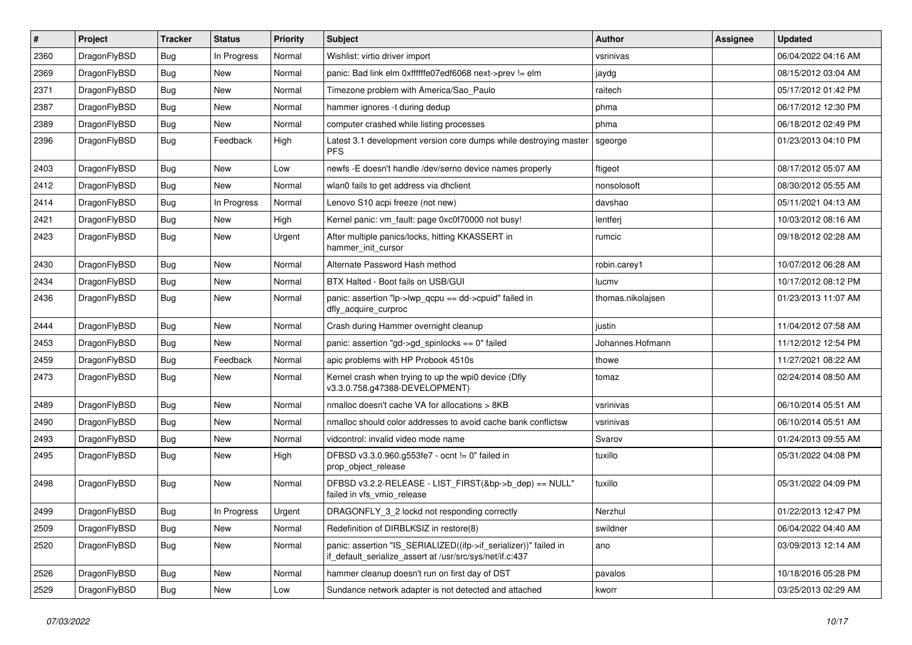| # | Project | Tracker | Status | Priority | Subject | Author | Assignee | Updated |
|---|---|---|---|---|---|---|---|---|
| 2360 | DragonFlyBSD | Bug | In Progress | Normal | Wishlist: virtio driver import | vsrinivas | | 06/04/2022 04:16 AM |
| 2369 | DragonFlyBSD | Bug | New | Normal | panic: Bad link elm 0xffffffe07edf6068 next->prev != elm | jaydg | | 08/15/2012 03:04 AM |
| 2371 | DragonFlyBSD | Bug | New | Normal | Timezone problem with America/Sao_Paulo | raitech | | 05/17/2012 01:42 PM |
| 2387 | DragonFlyBSD | Bug | New | Normal | hammer ignores -t during dedup | phma | | 06/17/2012 12:30 PM |
| 2389 | DragonFlyBSD | Bug | New | Normal | computer crashed while listing processes | phma | | 06/18/2012 02:49 PM |
| 2396 | DragonFlyBSD | Bug | Feedback | High | Latest 3.1 development version core dumps while destroying master PFS | sgeorge | | 01/23/2013 04:10 PM |
| 2403 | DragonFlyBSD | Bug | New | Low | newfs -E doesn't handle /dev/serno device names properly | ftigeot | | 08/17/2012 05:07 AM |
| 2412 | DragonFlyBSD | Bug | New | Normal | wlan0 fails to get address via dhclient | nonsolosoft | | 08/30/2012 05:55 AM |
| 2414 | DragonFlyBSD | Bug | In Progress | Normal | Lenovo S10 acpi freeze (not new) | davshao | | 05/11/2021 04:13 AM |
| 2421 | DragonFlyBSD | Bug | New | High | Kernel panic: vm_fault: page 0xc0f70000 not busy! | lentferj | | 10/03/2012 08:16 AM |
| 2423 | DragonFlyBSD | Bug | New | Urgent | After multiple panics/locks, hitting KKASSERT in hammer_init_cursor | rumcic | | 09/18/2012 02:28 AM |
| 2430 | DragonFlyBSD | Bug | New | Normal | Alternate Password Hash method | robin.carey1 | | 10/07/2012 06:28 AM |
| 2434 | DragonFlyBSD | Bug | New | Normal | BTX Halted - Boot fails on USB/GUI | lucmv | | 10/17/2012 08:12 PM |
| 2436 | DragonFlyBSD | Bug | New | Normal | panic: assertion "lp->lwp_qcpu == dd->cpuid" failed in dfly_acquire_curproc | thomas.nikolajsen | | 01/23/2013 11:07 AM |
| 2444 | DragonFlyBSD | Bug | New | Normal | Crash during Hammer overnight cleanup | justin | | 11/04/2012 07:58 AM |
| 2453 | DragonFlyBSD | Bug | New | Normal | panic: assertion "gd->gd_spinlocks == 0" failed | Johannes.Hofmann | | 11/12/2012 12:54 PM |
| 2459 | DragonFlyBSD | Bug | Feedback | Normal | apic problems with HP Probook 4510s | thowe | | 11/27/2021 08:22 AM |
| 2473 | DragonFlyBSD | Bug | New | Normal | Kernel crash when trying to up the wpi0 device (Dfly v3.3.0.758.g47388-DEVELOPMENT) | tomaz | | 02/24/2014 08:50 AM |
| 2489 | DragonFlyBSD | Bug | New | Normal | nmalloc doesn't cache VA for allocations > 8KB | vsrinivas | | 06/10/2014 05:51 AM |
| 2490 | DragonFlyBSD | Bug | New | Normal | nmalloc should color addresses to avoid cache bank conflictsw | vsrinivas | | 06/10/2014 05:51 AM |
| 2493 | DragonFlyBSD | Bug | New | Normal | vidcontrol: invalid video mode name | Svarov | | 01/24/2013 09:55 AM |
| 2495 | DragonFlyBSD | Bug | New | High | DFBSD v3.3.0.960.g553fe7 - ocnt != 0" failed in prop_object_release | tuxillo | | 05/31/2022 04:08 PM |
| 2498 | DragonFlyBSD | Bug | New | Normal | DFBSD v3.2.2-RELEASE - LIST_FIRST(&bp->b_dep) == NULL" failed in vfs_vmio_release | tuxillo | | 05/31/2022 04:09 PM |
| 2499 | DragonFlyBSD | Bug | In Progress | Urgent | DRAGONFLY_3_2 lockd not responding correctly | Nerzhul | | 01/22/2013 12:47 PM |
| 2509 | DragonFlyBSD | Bug | New | Normal | Redefinition of DIRBLKSIZ in restore(8) | swildner | | 06/04/2022 04:40 AM |
| 2520 | DragonFlyBSD | Bug | New | Normal | panic: assertion "IS_SERIALIZED((ifp->if_serializer))" failed in if_default_serialize_assert at /usr/src/sys/net/if.c:437 | ano | | 03/09/2013 12:14 AM |
| 2526 | DragonFlyBSD | Bug | New | Normal | hammer cleanup doesn't run on first day of DST | pavalos | | 10/18/2016 05:28 PM |
| 2529 | DragonFlyBSD | Bug | New | Low | Sundance network adapter is not detected and attached | kworr | | 03/25/2013 02:29 AM |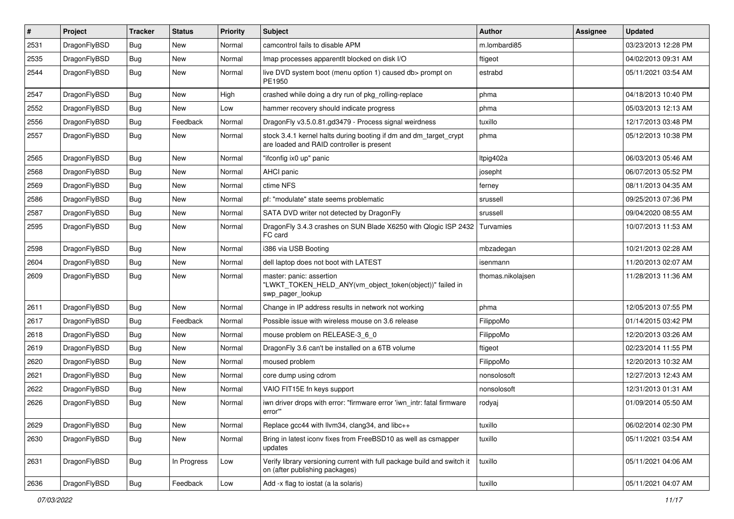| # | Project | Tracker | Status | Priority | Subject | Author | Assignee | Updated |
|---|---|---|---|---|---|---|---|---|
| 2531 | DragonFlyBSD | Bug | New | Normal | camcontrol fails to disable APM | m.lombardi85 | | 03/23/2013 12:28 PM |
| 2535 | DragonFlyBSD | Bug | New | Normal | Imap processes apparentlt blocked on disk I/O | ftigeot | | 04/02/2013 09:31 AM |
| 2544 | DragonFlyBSD | Bug | New | Normal | live DVD system boot (menu option 1) caused db> prompt on PE1950 | estrabd | | 05/11/2021 03:54 AM |
| 2547 | DragonFlyBSD | Bug | New | High | crashed while doing a dry run of pkg_rolling-replace | phma | | 04/18/2013 10:40 PM |
| 2552 | DragonFlyBSD | Bug | New | Low | hammer recovery should indicate progress | phma | | 05/03/2013 12:13 AM |
| 2556 | DragonFlyBSD | Bug | Feedback | Normal | DragonFly v3.5.0.81.gd3479 - Process signal weirdness | tuxillo | | 12/17/2013 03:48 PM |
| 2557 | DragonFlyBSD | Bug | New | Normal | stock 3.4.1 kernel halts during booting if dm and dm_target_crypt are loaded and RAID controller is present | phma | | 05/12/2013 10:38 PM |
| 2565 | DragonFlyBSD | Bug | New | Normal | "ifconfig ix0 up" panic | ltpig402a | | 06/03/2013 05:46 AM |
| 2568 | DragonFlyBSD | Bug | New | Normal | AHCI panic | josepht | | 06/07/2013 05:52 PM |
| 2569 | DragonFlyBSD | Bug | New | Normal | ctime NFS | ferney | | 08/11/2013 04:35 AM |
| 2586 | DragonFlyBSD | Bug | New | Normal | pf: "modulate" state seems problematic | srussell | | 09/25/2013 07:36 PM |
| 2587 | DragonFlyBSD | Bug | New | Normal | SATA DVD writer not detected by DragonFly | srussell | | 09/04/2020 08:55 AM |
| 2595 | DragonFlyBSD | Bug | New | Normal | DragonFly 3.4.3 crashes on SUN Blade X6250 with Qlogic ISP 2432 FC card | Turvamies | | 10/07/2013 11:53 AM |
| 2598 | DragonFlyBSD | Bug | New | Normal | i386 via USB Booting | mbzadegan | | 10/21/2013 02:28 AM |
| 2604 | DragonFlyBSD | Bug | New | Normal | dell laptop does not boot with LATEST | isenmann | | 11/20/2013 02:07 AM |
| 2609 | DragonFlyBSD | Bug | New | Normal | master: panic: assertion "LWKT_TOKEN_HELD_ANY(vm_object_token(object))" failed in swp_pager_lookup | thomas.nikolajsen | | 11/28/2013 11:36 AM |
| 2611 | DragonFlyBSD | Bug | New | Normal | Change in IP address results in network not working | phma | | 12/05/2013 07:55 PM |
| 2617 | DragonFlyBSD | Bug | Feedback | Normal | Possible issue with wireless mouse on 3.6 release | FilippoMo | | 01/14/2015 03:42 PM |
| 2618 | DragonFlyBSD | Bug | New | Normal | mouse problem on RELEASE-3_6_0 | FilippoMo | | 12/20/2013 03:26 AM |
| 2619 | DragonFlyBSD | Bug | New | Normal | DragonFly 3.6 can't be installed on a 6TB volume | ftigeot | | 02/23/2014 11:55 PM |
| 2620 | DragonFlyBSD | Bug | New | Normal | moused problem | FilippoMo | | 12/20/2013 10:32 AM |
| 2621 | DragonFlyBSD | Bug | New | Normal | core dump using cdrom | nonsolosoft | | 12/27/2013 12:43 AM |
| 2622 | DragonFlyBSD | Bug | New | Normal | VAIO FIT15E fn keys support | nonsolosoft | | 12/31/2013 01:31 AM |
| 2626 | DragonFlyBSD | Bug | New | Normal | iwn driver drops with error: "firmware error 'iwn_intr: fatal firmware error'" | rodyaj | | 01/09/2014 05:50 AM |
| 2629 | DragonFlyBSD | Bug | New | Normal | Replace gcc44 with llvm34, clang34, and libc++ | tuxillo | | 06/02/2014 02:30 PM |
| 2630 | DragonFlyBSD | Bug | New | Normal | Bring in latest iconv fixes from FreeBSD10 as well as csmapper updates | tuxillo | | 05/11/2021 03:54 AM |
| 2631 | DragonFlyBSD | Bug | In Progress | Low | Verify library versioning current with full package build and switch it on (after publishing packages) | tuxillo | | 05/11/2021 04:06 AM |
| 2636 | DragonFlyBSD | Bug | Feedback | Low | Add -x flag to iostat (a la solaris) | tuxillo | | 05/11/2021 04:07 AM |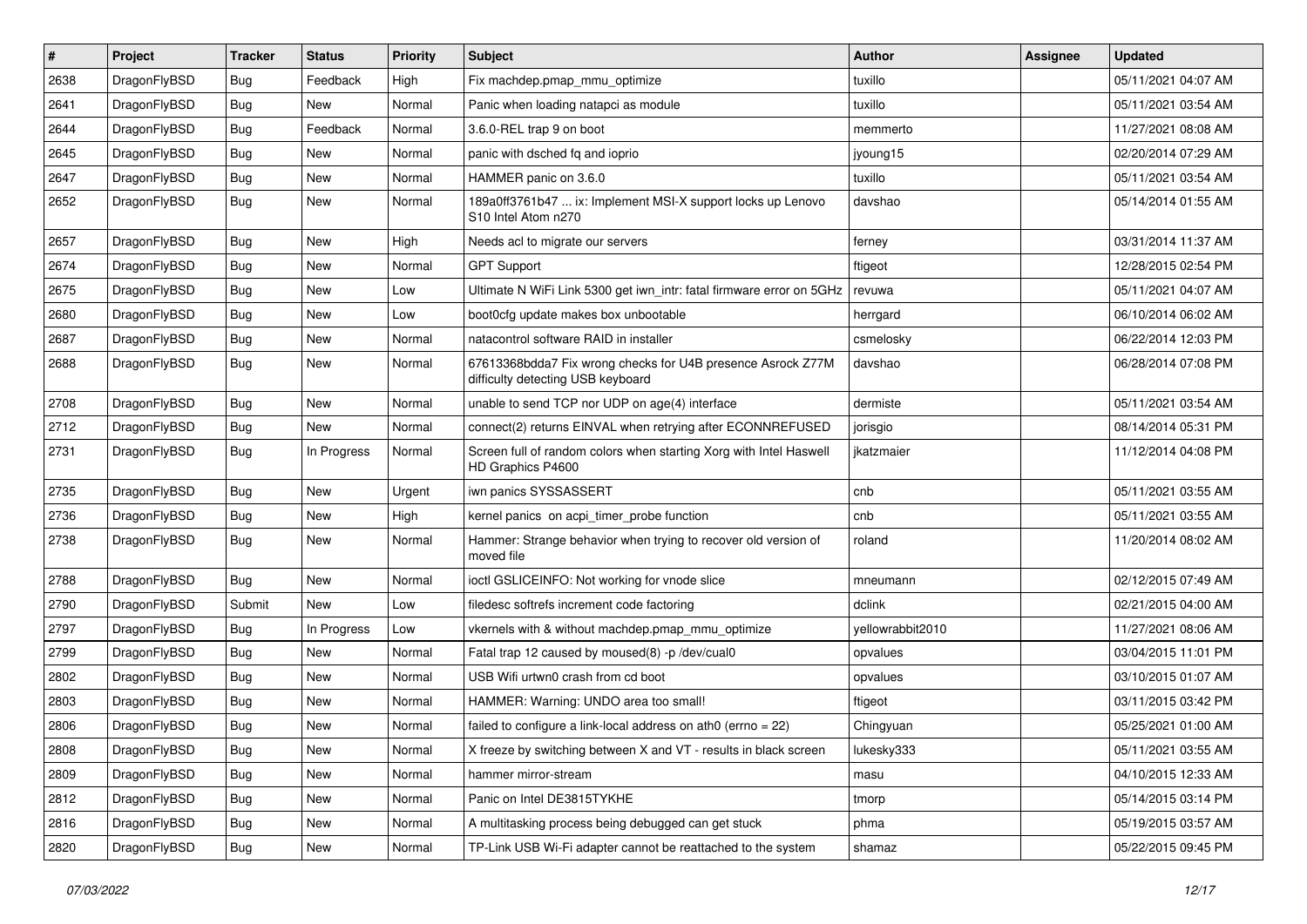| # | Project | Tracker | Status | Priority | Subject | Author | Assignee | Updated |
|---|---|---|---|---|---|---|---|---|
| 2638 | DragonFlyBSD | Bug | Feedback | High | Fix machdep.pmap_mmu_optimize | tuxillo | | 05/11/2021 04:07 AM |
| 2641 | DragonFlyBSD | Bug | New | Normal | Panic when loading natapci as module | tuxillo | | 05/11/2021 03:54 AM |
| 2644 | DragonFlyBSD | Bug | Feedback | Normal | 3.6.0-REL trap 9 on boot | memmerto | | 11/27/2021 08:08 AM |
| 2645 | DragonFlyBSD | Bug | New | Normal | panic with dsched fq and ioprio | jyoung15 | | 02/20/2014 07:29 AM |
| 2647 | DragonFlyBSD | Bug | New | Normal | HAMMER panic on 3.6.0 | tuxillo | | 05/11/2021 03:54 AM |
| 2652 | DragonFlyBSD | Bug | New | Normal | 189a0ff3761b47 ... ix: Implement MSI-X support locks up Lenovo S10 Intel Atom n270 | davshao | | 05/14/2014 01:55 AM |
| 2657 | DragonFlyBSD | Bug | New | High | Needs acl to migrate our servers | ferney | | 03/31/2014 11:37 AM |
| 2674 | DragonFlyBSD | Bug | New | Normal | GPT Support | ftigeot | | 12/28/2015 02:54 PM |
| 2675 | DragonFlyBSD | Bug | New | Low | Ultimate N WiFi Link 5300 get iwn_intr: fatal firmware error on 5GHz | revuwa | | 05/11/2021 04:07 AM |
| 2680 | DragonFlyBSD | Bug | New | Low | boot0cfg update makes box unbootable | herrgard | | 06/10/2014 06:02 AM |
| 2687 | DragonFlyBSD | Bug | New | Normal | natacontrol software RAID in installer | csmelosky | | 06/22/2014 12:03 PM |
| 2688 | DragonFlyBSD | Bug | New | Normal | 67613368bdda7 Fix wrong checks for U4B presence Asrock Z77M difficulty detecting USB keyboard | davshao | | 06/28/2014 07:08 PM |
| 2708 | DragonFlyBSD | Bug | New | Normal | unable to send TCP nor UDP on age(4) interface | dermiste | | 05/11/2021 03:54 AM |
| 2712 | DragonFlyBSD | Bug | New | Normal | connect(2) returns EINVAL when retrying after ECONNREFUSED | jorisgio | | 08/14/2014 05:31 PM |
| 2731 | DragonFlyBSD | Bug | In Progress | Normal | Screen full of random colors when starting Xorg with Intel Haswell HD Graphics P4600 | jkatzmaier | | 11/12/2014 04:08 PM |
| 2735 | DragonFlyBSD | Bug | New | Urgent | iwn panics SYSSASSERT | cnb | | 05/11/2021 03:55 AM |
| 2736 | DragonFlyBSD | Bug | New | High | kernel panics on acpi_timer_probe function | cnb | | 05/11/2021 03:55 AM |
| 2738 | DragonFlyBSD | Bug | New | Normal | Hammer: Strange behavior when trying to recover old version of moved file | roland | | 11/20/2014 08:02 AM |
| 2788 | DragonFlyBSD | Bug | New | Normal | ioctl GSLICEINFO: Not working for vnode slice | mneumann | | 02/12/2015 07:49 AM |
| 2790 | DragonFlyBSD | Submit | New | Low | filedesc softrefs increment code factoring | dclink | | 02/21/2015 04:00 AM |
| 2797 | DragonFlyBSD | Bug | In Progress | Low | vkernels with & without machdep.pmap_mmu_optimize | yellowrabbit2010 | | 11/27/2021 08:06 AM |
| 2799 | DragonFlyBSD | Bug | New | Normal | Fatal trap 12 caused by moused(8) -p /dev/cual0 | opvalues | | 03/04/2015 11:01 PM |
| 2802 | DragonFlyBSD | Bug | New | Normal | USB Wifi urtwn0 crash from cd boot | opvalues | | 03/10/2015 01:07 AM |
| 2803 | DragonFlyBSD | Bug | New | Normal | HAMMER: Warning: UNDO area too small! | ftigeot | | 03/11/2015 03:42 PM |
| 2806 | DragonFlyBSD | Bug | New | Normal | failed to configure a link-local address on ath0 (errno = 22) | Chingyuan | | 05/25/2021 01:00 AM |
| 2808 | DragonFlyBSD | Bug | New | Normal | X freeze by switching between X and VT - results in black screen | lukesky333 | | 05/11/2021 03:55 AM |
| 2809 | DragonFlyBSD | Bug | New | Normal | hammer mirror-stream | masu | | 04/10/2015 12:33 AM |
| 2812 | DragonFlyBSD | Bug | New | Normal | Panic on Intel DE3815TYKHE | tmorp | | 05/14/2015 03:14 PM |
| 2816 | DragonFlyBSD | Bug | New | Normal | A multitasking process being debugged can get stuck | phma | | 05/19/2015 03:57 AM |
| 2820 | DragonFlyBSD | Bug | New | Normal | TP-Link USB Wi-Fi adapter cannot be reattached to the system | shamaz | | 05/22/2015 09:45 PM |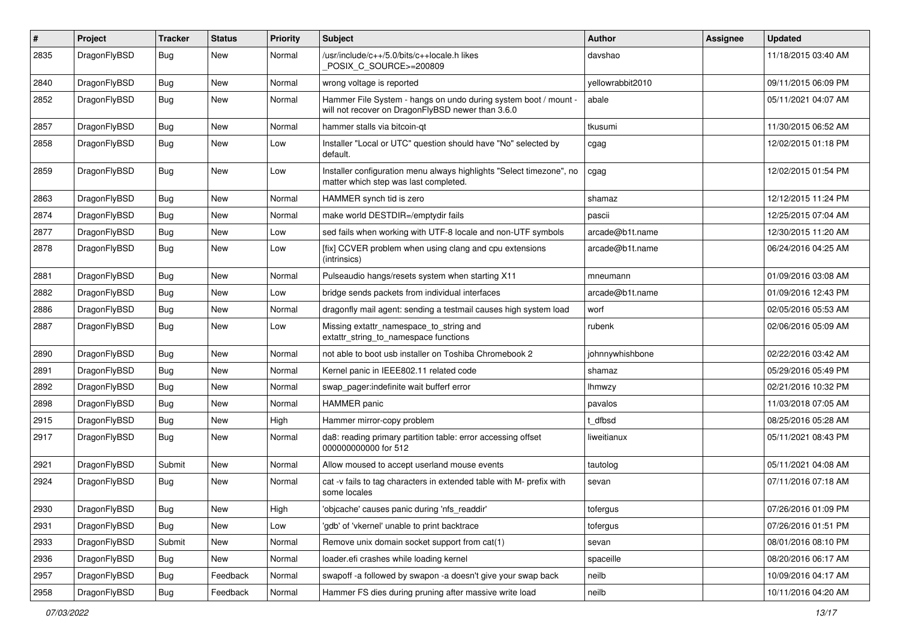| # | Project | Tracker | Status | Priority | Subject | Author | Assignee | Updated |
|---|---|---|---|---|---|---|---|---|
| 2835 | DragonFlyBSD | Bug | New | Normal | /usr/include/c++/5.0/bits/c++locale.h likes _POSIX_C_SOURCE>=200809 | davshao | | 11/18/2015 03:40 AM |
| 2840 | DragonFlyBSD | Bug | New | Normal | wrong voltage is reported | yellowrabbit2010 | | 09/11/2015 06:09 PM |
| 2852 | DragonFlyBSD | Bug | New | Normal | Hammer File System - hangs on undo during system boot / mount - will not recover on DragonFlyBSD newer than 3.6.0 | abale | | 05/11/2021 04:07 AM |
| 2857 | DragonFlyBSD | Bug | New | Normal | hammer stalls via bitcoin-qt | tkusumi | | 11/30/2015 06:52 AM |
| 2858 | DragonFlyBSD | Bug | New | Low | Installer "Local or UTC" question should have "No" selected by default. | cgag | | 12/02/2015 01:18 PM |
| 2859 | DragonFlyBSD | Bug | New | Low | Installer configuration menu always highlights "Select timezone", no matter which step was last completed. | cgag | | 12/02/2015 01:54 PM |
| 2863 | DragonFlyBSD | Bug | New | Normal | HAMMER synch tid is zero | shamaz | | 12/12/2015 11:24 PM |
| 2874 | DragonFlyBSD | Bug | New | Normal | make world DESTDIR=/emptydir fails | pascii | | 12/25/2015 07:04 AM |
| 2877 | DragonFlyBSD | Bug | New | Low | sed fails when working with UTF-8 locale and non-UTF symbols | arcade@b1t.name | | 12/30/2015 11:20 AM |
| 2878 | DragonFlyBSD | Bug | New | Low | [fix] CCVER problem when using clang and cpu extensions (intrinsics) | arcade@b1t.name | | 06/24/2016 04:25 AM |
| 2881 | DragonFlyBSD | Bug | New | Normal | Pulseaudio hangs/resets system when starting X11 | mneumann | | 01/09/2016 03:08 AM |
| 2882 | DragonFlyBSD | Bug | New | Low | bridge sends packets from individual interfaces | arcade@b1t.name | | 01/09/2016 12:43 PM |
| 2886 | DragonFlyBSD | Bug | New | Normal | dragonfly mail agent: sending a testmail causes high system load | worf | | 02/05/2016 05:53 AM |
| 2887 | DragonFlyBSD | Bug | New | Low | Missing extattr_namespace_to_string and extattr_string_to_namespace functions | rubenk | | 02/06/2016 05:09 AM |
| 2890 | DragonFlyBSD | Bug | New | Normal | not able to boot usb installer on Toshiba Chromebook 2 | johnnywhishbone | | 02/22/2016 03:42 AM |
| 2891 | DragonFlyBSD | Bug | New | Normal | Kernel panic in IEEE802.11 related code | shamaz | | 05/29/2016 05:49 PM |
| 2892 | DragonFlyBSD | Bug | New | Normal | swap_pager:indefinite wait bufferf error | lhmwzy | | 02/21/2016 10:32 PM |
| 2898 | DragonFlyBSD | Bug | New | Normal | HAMMER panic | pavalos | | 11/03/2018 07:05 AM |
| 2915 | DragonFlyBSD | Bug | New | High | Hammer mirror-copy problem | t_dfbsd | | 08/25/2016 05:28 AM |
| 2917 | DragonFlyBSD | Bug | New | Normal | da8: reading primary partition table: error accessing offset 000000000000 for 512 | liweitianux | | 05/11/2021 08:43 PM |
| 2921 | DragonFlyBSD | Submit | New | Normal | Allow moused to accept userland mouse events | tautolog | | 05/11/2021 04:08 AM |
| 2924 | DragonFlyBSD | Bug | New | Normal | cat -v fails to tag characters in extended table with M- prefix with some locales | sevan | | 07/11/2016 07:18 AM |
| 2930 | DragonFlyBSD | Bug | New | High | 'objcache' causes panic during 'nfs_readdir' | tofergus | | 07/26/2016 01:09 PM |
| 2931 | DragonFlyBSD | Bug | New | Low | 'gdb' of 'vkernel' unable to print backtrace | tofergus | | 07/26/2016 01:51 PM |
| 2933 | DragonFlyBSD | Submit | New | Normal | Remove unix domain socket support from cat(1) | sevan | | 08/01/2016 08:10 PM |
| 2936 | DragonFlyBSD | Bug | New | Normal | loader.efi crashes while loading kernel | spaceille | | 08/20/2016 06:17 AM |
| 2957 | DragonFlyBSD | Bug | Feedback | Normal | swapoff -a followed by swapon -a doesn't give your swap back | neilb | | 10/09/2016 04:17 AM |
| 2958 | DragonFlyBSD | Bug | Feedback | Normal | Hammer FS dies during pruning after massive write load | neilb | | 10/11/2016 04:20 AM |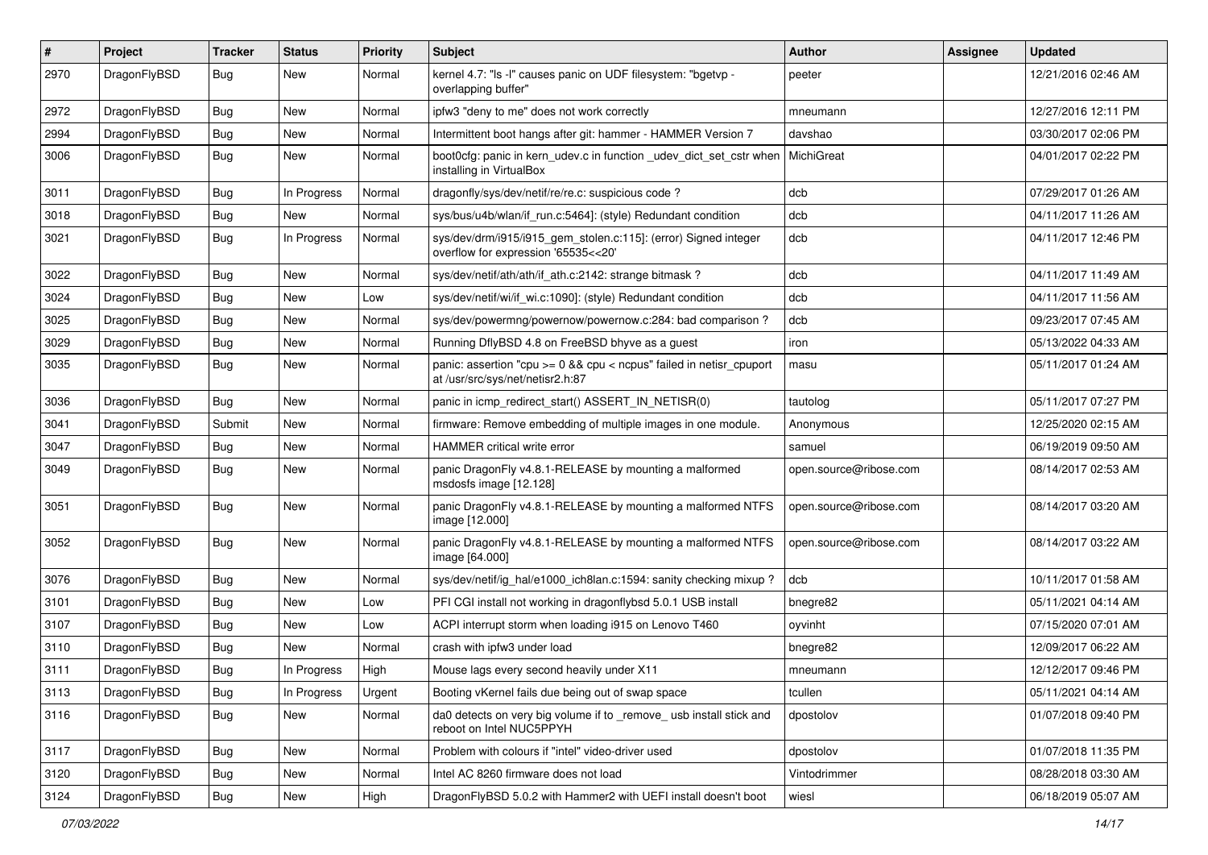| # | Project | Tracker | Status | Priority | Subject | Author | Assignee | Updated |
|---|---|---|---|---|---|---|---|---|
| 2970 | DragonFlyBSD | Bug | New | Normal | kernel 4.7: "ls -l" causes panic on UDF filesystem: "bgetvp - overlapping buffer" | peeter | | 12/21/2016 02:46 AM |
| 2972 | DragonFlyBSD | Bug | New | Normal | ipfw3 "deny to me" does not work correctly | mneumann | | 12/27/2016 12:11 PM |
| 2994 | DragonFlyBSD | Bug | New | Normal | Intermittent boot hangs after git: hammer - HAMMER Version 7 | davshao | | 03/30/2017 02:06 PM |
| 3006 | DragonFlyBSD | Bug | New | Normal | boot0cfg: panic in kern_udev.c in function _udev_dict_set_cstr when installing in VirtualBox | MichiGreat | | 04/01/2017 02:22 PM |
| 3011 | DragonFlyBSD | Bug | In Progress | Normal | dragonfly/sys/dev/netif/re/re.c: suspicious code ? | dcb | | 07/29/2017 01:26 AM |
| 3018 | DragonFlyBSD | Bug | New | Normal | sys/bus/u4b/wlan/if_run.c:5464]: (style) Redundant condition | dcb | | 04/11/2017 11:26 AM |
| 3021 | DragonFlyBSD | Bug | In Progress | Normal | sys/dev/drm/i915/i915_gem_stolen.c:115]: (error) Signed integer overflow for expression '65535<<20' | dcb | | 04/11/2017 12:46 PM |
| 3022 | DragonFlyBSD | Bug | New | Normal | sys/dev/netif/ath/ath/if_ath.c:2142: strange bitmask ? | dcb | | 04/11/2017 11:49 AM |
| 3024 | DragonFlyBSD | Bug | New | Low | sys/dev/netif/wi/if_wi.c:1090]: (style) Redundant condition | dcb | | 04/11/2017 11:56 AM |
| 3025 | DragonFlyBSD | Bug | New | Normal | sys/dev/powermng/powernow/powernow.c:284: bad comparison ? | dcb | | 09/23/2017 07:45 AM |
| 3029 | DragonFlyBSD | Bug | New | Normal | Running DflyBSD 4.8 on FreeBSD bhyve as a guest | iron | | 05/13/2022 04:33 AM |
| 3035 | DragonFlyBSD | Bug | New | Normal | panic: assertion "cpu >= 0 && cpu < ncpus" failed in netisr_cpuport at /usr/src/sys/net/netisr2.h:87 | masu | | 05/11/2017 01:24 AM |
| 3036 | DragonFlyBSD | Bug | New | Normal | panic in icmp_redirect_start() ASSERT_IN_NETISR(0) | tautolog | | 05/11/2017 07:27 PM |
| 3041 | DragonFlyBSD | Submit | New | Normal | firmware: Remove embedding of multiple images in one module. | Anonymous | | 12/25/2020 02:15 AM |
| 3047 | DragonFlyBSD | Bug | New | Normal | HAMMER critical write error | samuel | | 06/19/2019 09:50 AM |
| 3049 | DragonFlyBSD | Bug | New | Normal | panic DragonFly v4.8.1-RELEASE by mounting a malformed msdosfs image [12.128] | open.source@ribose.com | | 08/14/2017 02:53 AM |
| 3051 | DragonFlyBSD | Bug | New | Normal | panic DragonFly v4.8.1-RELEASE by mounting a malformed NTFS image [12.000] | open.source@ribose.com | | 08/14/2017 03:20 AM |
| 3052 | DragonFlyBSD | Bug | New | Normal | panic DragonFly v4.8.1-RELEASE by mounting a malformed NTFS image [64.000] | open.source@ribose.com | | 08/14/2017 03:22 AM |
| 3076 | DragonFlyBSD | Bug | New | Normal | sys/dev/netif/ig_hal/e1000_ich8lan.c:1594: sanity checking mixup ? | dcb | | 10/11/2017 01:58 AM |
| 3101 | DragonFlyBSD | Bug | New | Low | PFI CGI install not working in dragonflybsd 5.0.1 USB install | bnegre82 | | 05/11/2021 04:14 AM |
| 3107 | DragonFlyBSD | Bug | New | Low | ACPI interrupt storm when loading i915 on Lenovo T460 | oyvinht | | 07/15/2020 07:01 AM |
| 3110 | DragonFlyBSD | Bug | New | Normal | crash with ipfw3 under load | bnegre82 | | 12/09/2017 06:22 AM |
| 3111 | DragonFlyBSD | Bug | In Progress | High | Mouse lags every second heavily under X11 | mneumann | | 12/12/2017 09:46 PM |
| 3113 | DragonFlyBSD | Bug | In Progress | Urgent | Booting vKernel fails due being out of swap space | tcullen | | 05/11/2021 04:14 AM |
| 3116 | DragonFlyBSD | Bug | New | Normal | da0 detects on very big volume if to _remove_ usb install stick and reboot on Intel NUC5PPYH | dpostolov | | 01/07/2018 09:40 PM |
| 3117 | DragonFlyBSD | Bug | New | Normal | Problem with colours if "intel" video-driver used | dpostolov | | 01/07/2018 11:35 PM |
| 3120 | DragonFlyBSD | Bug | New | Normal | Intel AC 8260 firmware does not load | Vintodrimmer | | 08/28/2018 03:30 AM |
| 3124 | DragonFlyBSD | Bug | New | High | DragonFlyBSD 5.0.2 with Hammer2 with UEFI install doesn't boot | wiesl | | 06/18/2019 05:07 AM |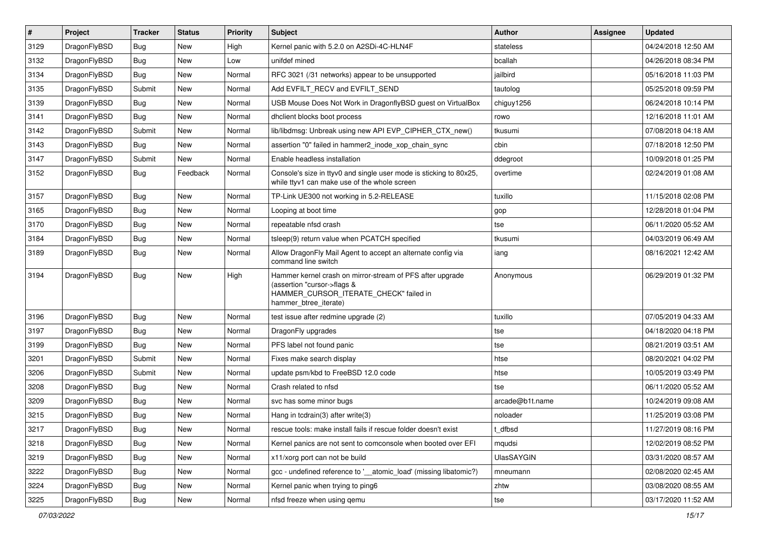| # | Project | Tracker | Status | Priority | Subject | Author | Assignee | Updated |
|---|---|---|---|---|---|---|---|---|
| 3129 | DragonFlyBSD | Bug | New | High | Kernel panic with 5.2.0 on A2SDi-4C-HLN4F | stateless | | 04/24/2018 12:50 AM |
| 3132 | DragonFlyBSD | Bug | New | Low | unifdef mined | bcallah | | 04/26/2018 08:34 PM |
| 3134 | DragonFlyBSD | Bug | New | Normal | RFC 3021 (/31 networks) appear to be unsupported | jailbird | | 05/16/2018 11:03 PM |
| 3135 | DragonFlyBSD | Submit | New | Normal | Add EVFILT_RECV and EVFILT_SEND | tautolog | | 05/25/2018 09:59 PM |
| 3139 | DragonFlyBSD | Bug | New | Normal | USB Mouse Does Not Work in DragonflyBSD guest on VirtualBox | chiguy1256 | | 06/24/2018 10:14 PM |
| 3141 | DragonFlyBSD | Bug | New | Normal | dhclient blocks boot process | rowo | | 12/16/2018 11:01 AM |
| 3142 | DragonFlyBSD | Submit | New | Normal | lib/libdmsg: Unbreak using new API EVP_CIPHER_CTX_new() | tkusumi | | 07/08/2018 04:18 AM |
| 3143 | DragonFlyBSD | Bug | New | Normal | assertion "0" failed in hammer2_inode_xop_chain_sync | cbin | | 07/18/2018 12:50 PM |
| 3147 | DragonFlyBSD | Submit | New | Normal | Enable headless installation | ddegroot | | 10/09/2018 01:25 PM |
| 3152 | DragonFlyBSD | Bug | Feedback | Normal | Console's size in ttyv0 and single user mode is sticking to 80x25, while ttyv1 can make use of the whole screen | overtime | | 02/24/2019 01:08 AM |
| 3157 | DragonFlyBSD | Bug | New | Normal | TP-Link UE300 not working in 5.2-RELEASE | tuxillo | | 11/15/2018 02:08 PM |
| 3165 | DragonFlyBSD | Bug | New | Normal | Looping at boot time | gop | | 12/28/2018 01:04 PM |
| 3170 | DragonFlyBSD | Bug | New | Normal | repeatable nfsd crash | tse | | 06/11/2020 05:52 AM |
| 3184 | DragonFlyBSD | Bug | New | Normal | tsleep(9) return value when PCATCH specified | tkusumi | | 04/03/2019 06:49 AM |
| 3189 | DragonFlyBSD | Bug | New | Normal | Allow DragonFly Mail Agent to accept an alternate config via command line switch | iang | | 08/16/2021 12:42 AM |
| 3194 | DragonFlyBSD | Bug | New | High | Hammer kernel crash on mirror-stream of PFS after upgrade (assertion "cursor->flags & HAMMER_CURSOR_ITERATE_CHECK" failed in hammer_btree_iterate) | Anonymous | | 06/29/2019 01:32 PM |
| 3196 | DragonFlyBSD | Bug | New | Normal | test issue after redmine upgrade (2) | tuxillo | | 07/05/2019 04:33 AM |
| 3197 | DragonFlyBSD | Bug | New | Normal | DragonFly upgrades | tse | | 04/18/2020 04:18 PM |
| 3199 | DragonFlyBSD | Bug | New | Normal | PFS label not found panic | tse | | 08/21/2019 03:51 AM |
| 3201 | DragonFlyBSD | Submit | New | Normal | Fixes make search display | htse | | 08/20/2021 04:02 PM |
| 3206 | DragonFlyBSD | Submit | New | Normal | update psm/kbd to FreeBSD 12.0 code | htse | | 10/05/2019 03:49 PM |
| 3208 | DragonFlyBSD | Bug | New | Normal | Crash related to nfsd | tse | | 06/11/2020 05:52 AM |
| 3209 | DragonFlyBSD | Bug | New | Normal | svc has some minor bugs | arcade@b1t.name | | 10/24/2019 09:08 AM |
| 3215 | DragonFlyBSD | Bug | New | Normal | Hang in tcdrain(3) after write(3) | noloader | | 11/25/2019 03:08 PM |
| 3217 | DragonFlyBSD | Bug | New | Normal | rescue tools: make install fails if rescue folder doesn't exist | t_dfbsd | | 11/27/2019 08:16 PM |
| 3218 | DragonFlyBSD | Bug | New | Normal | Kernel panics are not sent to comconsole when booted over EFI | mqudsi | | 12/02/2019 08:52 PM |
| 3219 | DragonFlyBSD | Bug | New | Normal | x11/xorg port can not be build | UlasSAYGIN | | 03/31/2020 08:57 AM |
| 3222 | DragonFlyBSD | Bug | New | Normal | gcc - undefined reference to '__atomic_load' (missing libatomic?) | mneumann | | 02/08/2020 02:45 AM |
| 3224 | DragonFlyBSD | Bug | New | Normal | Kernel panic when trying to ping6 | zhtw | | 03/08/2020 08:55 AM |
| 3225 | DragonFlyBSD | Bug | New | Normal | nfsd freeze when using qemu | tse | | 03/17/2020 11:52 AM |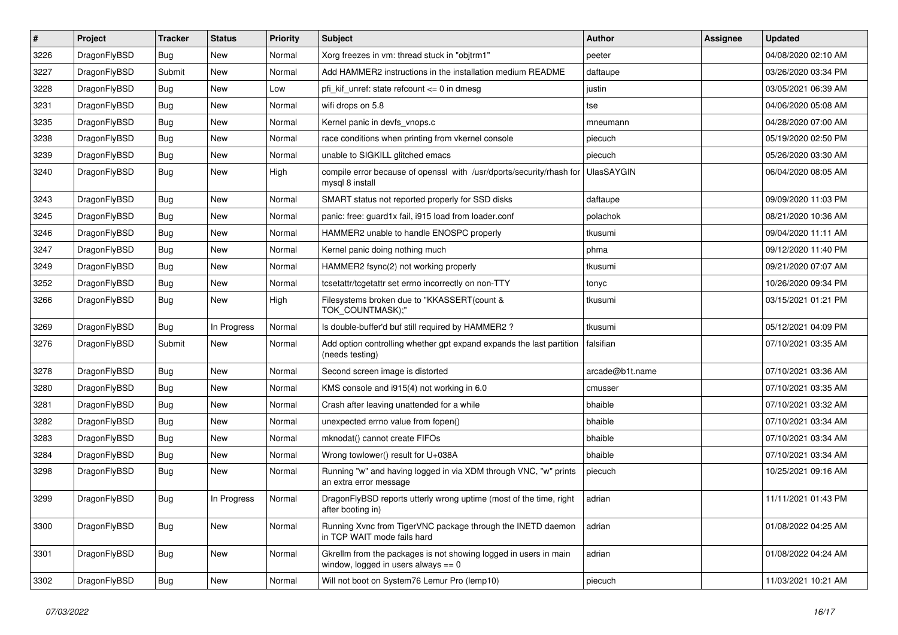| # | Project | Tracker | Status | Priority | Subject | Author | Assignee | Updated |
|---|---|---|---|---|---|---|---|---|
| 3226 | DragonFlyBSD | Bug | New | Normal | Xorg freezes in vm: thread stuck in "objtrm1" | peeter | | 04/08/2020 02:10 AM |
| 3227 | DragonFlyBSD | Submit | New | Normal | Add HAMMER2 instructions in the installation medium README | daftaupe | | 03/26/2020 03:34 PM |
| 3228 | DragonFlyBSD | Bug | New | Low | pfi_kif_unref: state refcount <= 0 in dmesg | justin | | 03/05/2021 06:39 AM |
| 3231 | DragonFlyBSD | Bug | New | Normal | wifi drops on 5.8 | tse | | 04/06/2020 05:08 AM |
| 3235 | DragonFlyBSD | Bug | New | Normal | Kernel panic in devfs_vnops.c | mneumann | | 04/28/2020 07:00 AM |
| 3238 | DragonFlyBSD | Bug | New | Normal | race conditions when printing from vkernel console | piecuch | | 05/19/2020 02:50 PM |
| 3239 | DragonFlyBSD | Bug | New | Normal | unable to SIGKILL glitched emacs | piecuch | | 05/26/2020 03:30 AM |
| 3240 | DragonFlyBSD | Bug | New | High | compile error because of openssl with /usr/dports/security/rhash for mysql 8 install | UlasSAYGIN | | 06/04/2020 08:05 AM |
| 3243 | DragonFlyBSD | Bug | New | Normal | SMART status not reported properly for SSD disks | daftaupe | | 09/09/2020 11:03 PM |
| 3245 | DragonFlyBSD | Bug | New | Normal | panic: free: guard1x fail, i915 load from loader.conf | polachok | | 08/21/2020 10:36 AM |
| 3246 | DragonFlyBSD | Bug | New | Normal | HAMMER2 unable to handle ENOSPC properly | tkusumi | | 09/04/2020 11:11 AM |
| 3247 | DragonFlyBSD | Bug | New | Normal | Kernel panic doing nothing much | phma | | 09/12/2020 11:40 PM |
| 3249 | DragonFlyBSD | Bug | New | Normal | HAMMER2 fsync(2) not working properly | tkusumi | | 09/21/2020 07:07 AM |
| 3252 | DragonFlyBSD | Bug | New | Normal | tcsetattr/tcgetattr set errno incorrectly on non-TTY | tonyc | | 10/26/2020 09:34 PM |
| 3266 | DragonFlyBSD | Bug | New | High | Filesystems broken due to "KKASSERT(count & TOK_COUNTMASK);" | tkusumi | | 03/15/2021 01:21 PM |
| 3269 | DragonFlyBSD | Bug | In Progress | Normal | Is double-buffer'd buf still required by HAMMER2 ? | tkusumi | | 05/12/2021 04:09 PM |
| 3276 | DragonFlyBSD | Submit | New | Normal | Add option controlling whether gpt expand expands the last partition (needs testing) | falsifian | | 07/10/2021 03:35 AM |
| 3278 | DragonFlyBSD | Bug | New | Normal | Second screen image is distorted | arcade@b1t.name | | 07/10/2021 03:36 AM |
| 3280 | DragonFlyBSD | Bug | New | Normal | KMS console and i915(4) not working in 6.0 | cmusser | | 07/10/2021 03:35 AM |
| 3281 | DragonFlyBSD | Bug | New | Normal | Crash after leaving unattended for a while | bhaible | | 07/10/2021 03:32 AM |
| 3282 | DragonFlyBSD | Bug | New | Normal | unexpected errno value from fopen() | bhaible | | 07/10/2021 03:34 AM |
| 3283 | DragonFlyBSD | Bug | New | Normal | mknodat() cannot create FIFOs | bhaible | | 07/10/2021 03:34 AM |
| 3284 | DragonFlyBSD | Bug | New | Normal | Wrong towlower() result for U+038A | bhaible | | 07/10/2021 03:34 AM |
| 3298 | DragonFlyBSD | Bug | New | Normal | Running "w" and having logged in via XDM through VNC, "w" prints an extra error message | piecuch | | 10/25/2021 09:16 AM |
| 3299 | DragonFlyBSD | Bug | In Progress | Normal | DragonFlyBSD reports utterly wrong uptime (most of the time, right after booting in) | adrian | | 11/11/2021 01:43 PM |
| 3300 | DragonFlyBSD | Bug | New | Normal | Running Xvnc from TigerVNC package through the INETD daemon in TCP WAIT mode fails hard | adrian | | 01/08/2022 04:25 AM |
| 3301 | DragonFlyBSD | Bug | New | Normal | Gkrellm from the packages is not showing logged in users in main window, logged in users always == 0 | adrian | | 01/08/2022 04:24 AM |
| 3302 | DragonFlyBSD | Bug | New | Normal | Will not boot on System76 Lemur Pro (lemp10) | piecuch | | 11/03/2021 10:21 AM |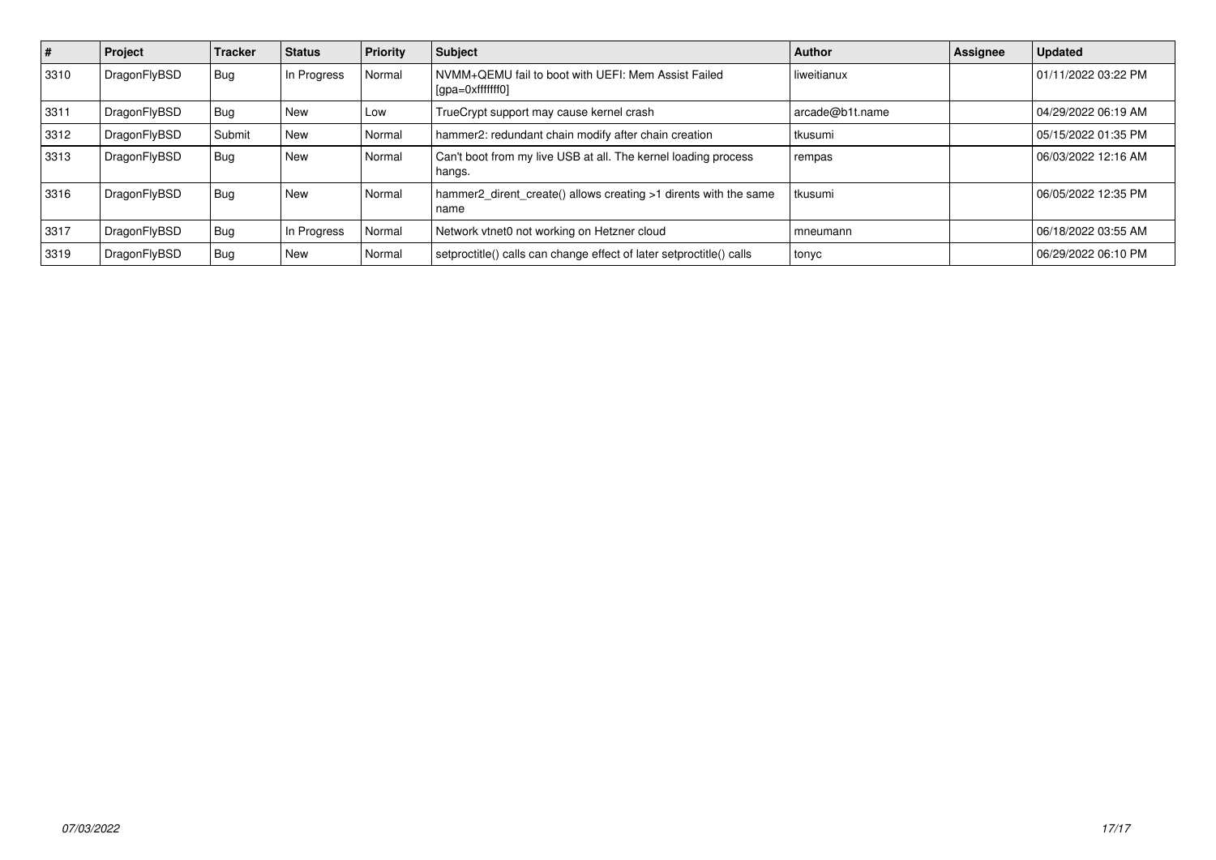| # | Project | Tracker | Status | Priority | Subject | Author | Assignee | Updated |
|---|---|---|---|---|---|---|---|---|
| 3310 | DragonFlyBSD | Bug | In Progress | Normal | NVMM+QEMU fail to boot with UEFI: Mem Assist Failed [gpa=0xfffffff0] | liweitianux | | 01/11/2022 03:22 PM |
| 3311 | DragonFlyBSD | Bug | New | Low | TrueCrypt support may cause kernel crash | arcade@b1t.name | | 04/29/2022 06:19 AM |
| 3312 | DragonFlyBSD | Submit | New | Normal | hammer2: redundant chain modify after chain creation | tkusumi | | 05/15/2022 01:35 PM |
| 3313 | DragonFlyBSD | Bug | New | Normal | Can't boot from my live USB at all. The kernel loading process hangs. | rempas | | 06/03/2022 12:16 AM |
| 3316 | DragonFlyBSD | Bug | New | Normal | hammer2_dirent_create() allows creating >1 dirents with the same name | tkusumi | | 06/05/2022 12:35 PM |
| 3317 | DragonFlyBSD | Bug | In Progress | Normal | Network vtnet0 not working on Hetzner cloud | mneumann | | 06/18/2022 03:55 AM |
| 3319 | DragonFlyBSD | Bug | New | Normal | setproctitle() calls can change effect of later setproctitle() calls | tonyc | | 06/29/2022 06:10 PM |